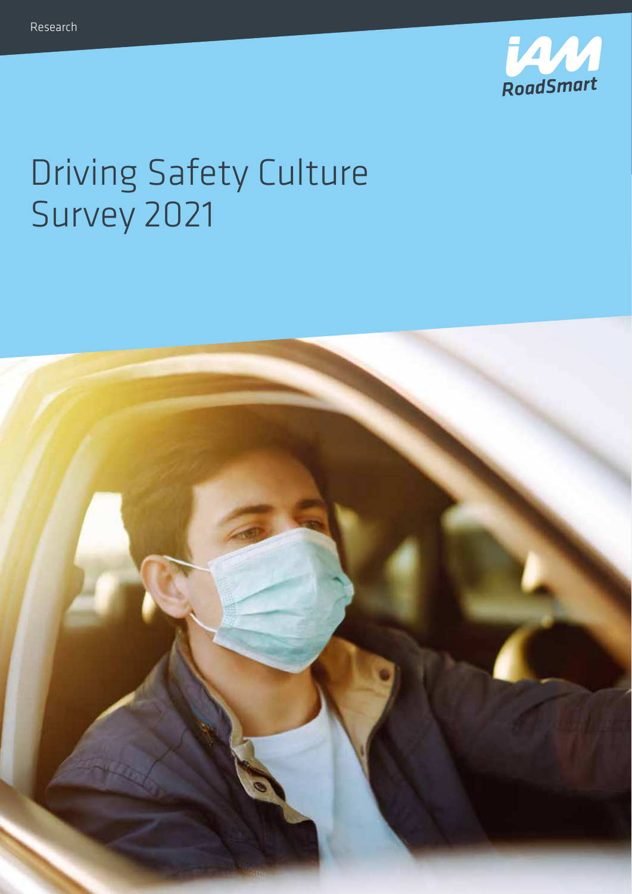Research

IAM RoadSmart

# Driving Safety Culture Survey 2021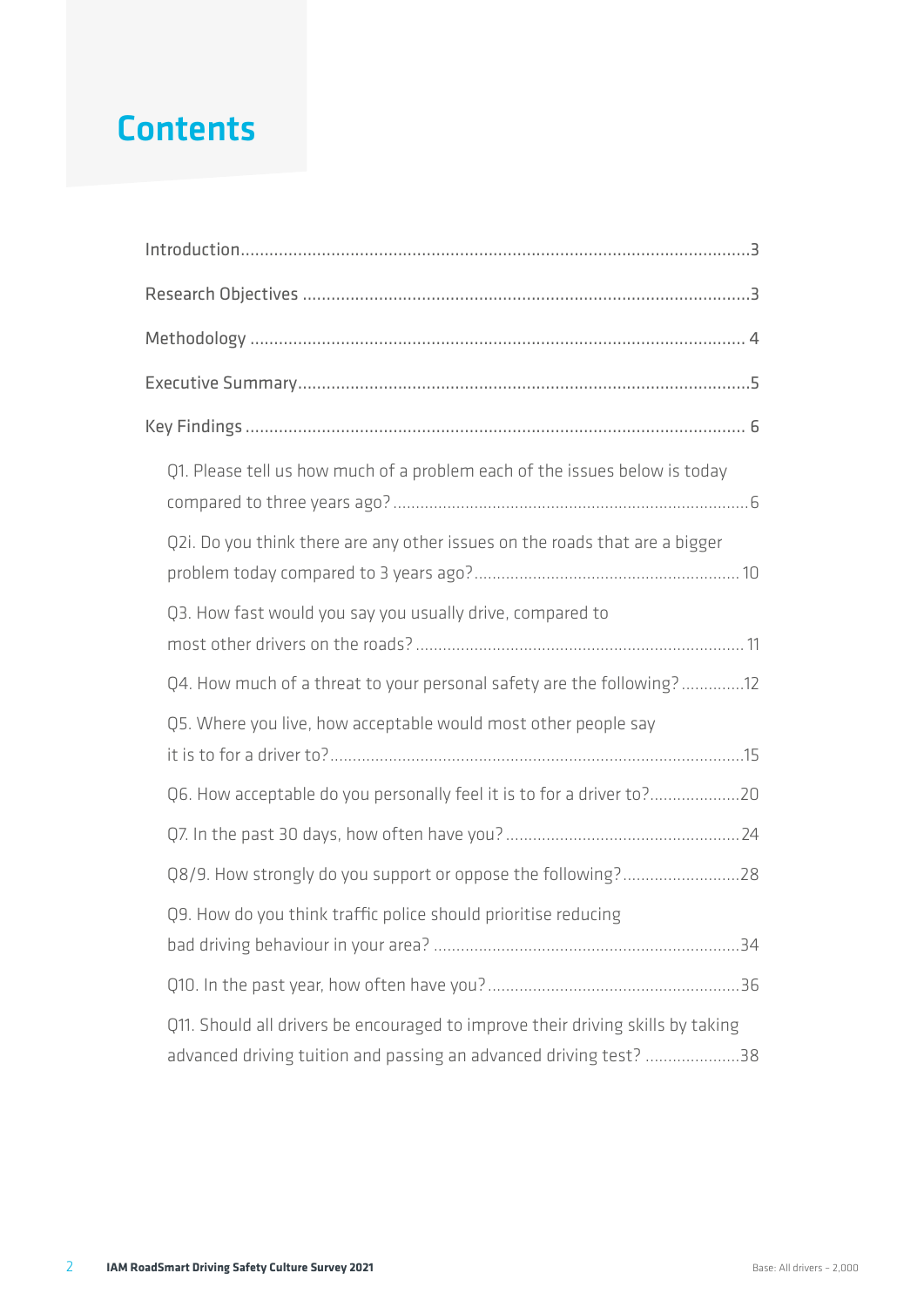# Contents

Introduction ........................................................................................................3

Research Objectives ...........................................................................................3

Methodology ..................................................................................................... 4

Executive Summary.............................................................................................5

Key Findings ...................................................................................................... 6

- Q1. Please tell us how much of a problem each of the issues below is today compared to three years ago? ........................................................................6
- Q2i. Do you think there are any other issues on the roads that are a bigger problem today compared to 3 years ago? ...................................................... 10
- Q3. How fast would you say you usually drive, compared to most other drivers on the roads? ....................................................................... 11
- Q4. How much of a threat to your personal safety are the following? ..............12
- Q5. Where you live, how acceptable would most other people say it is to for a driver to? ........................................................................................15
- Q6. How acceptable do you personally feel it is to for a driver to? ....................20
- Q7. In the past 30 days, how often have you? ....................................................24
- Q8/9. How strongly do you support or oppose the following? ..........................28
- Q9. How do you think traffic police should prioritise reducing bad driving behaviour in your area? ..................................................................34
- Q10. In the past year, how often have you? ........................................................36
- Q11. Should all drivers be encouraged to improve their driving skills by taking advanced driving tuition and passing an advanced driving test? .....................38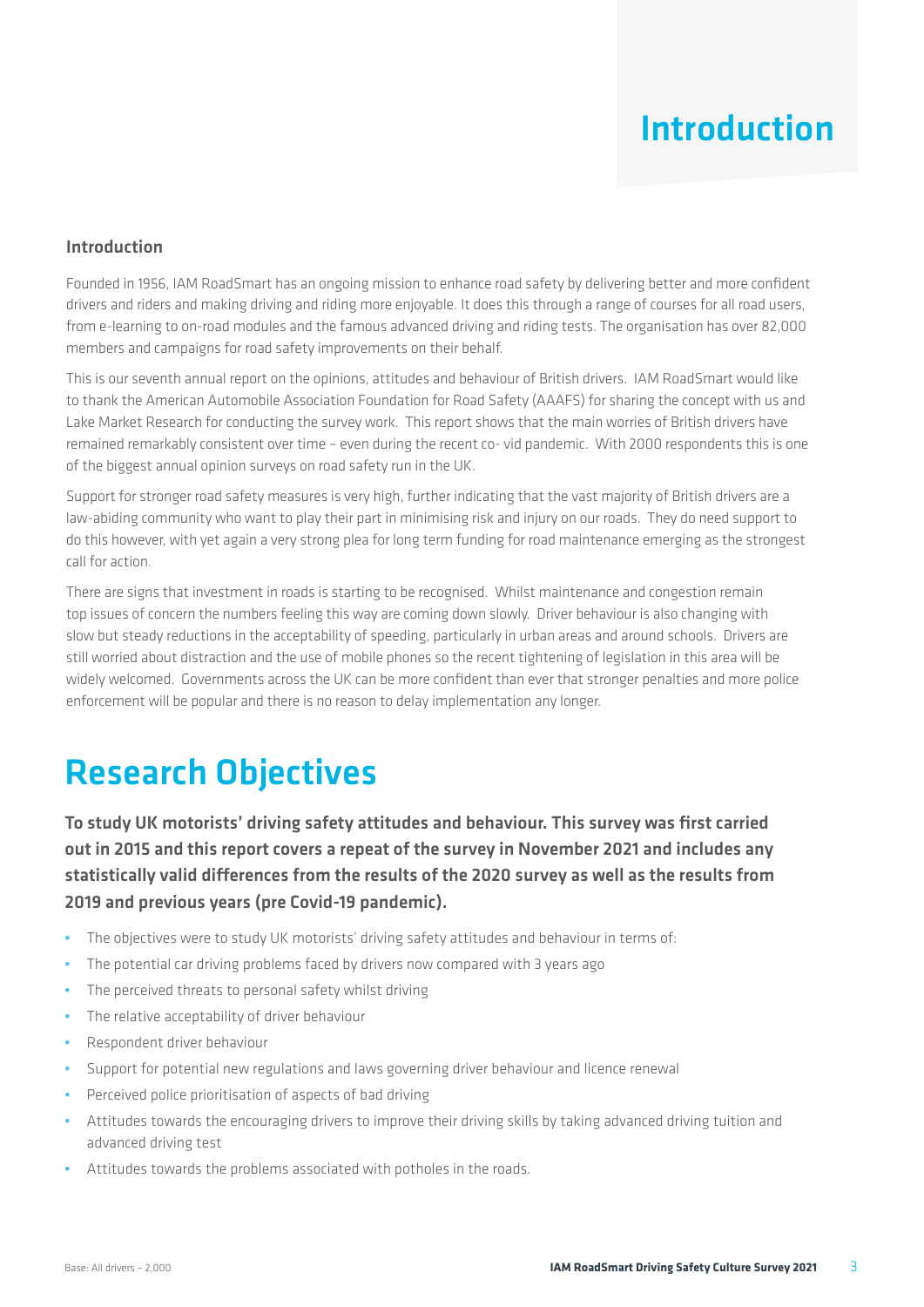# Introduction

### Introduction

Founded in 1956, IAM RoadSmart has an ongoing mission to enhance road safety by delivering better and more confident drivers and riders and making driving and riding more enjoyable. It does this through a range of courses for all road users, from e-learning to on-road modules and the famous advanced driving and riding tests. The organisation has over 82,000 members and campaigns for road safety improvements on their behalf.

This is our seventh annual report on the opinions, attitudes and behaviour of British drivers. IAM RoadSmart would like to thank the American Automobile Association Foundation for Road Safety (AAAFS) for sharing the concept with us and Lake Market Research for conducting the survey work. This report shows that the main worries of British drivers have remained remarkably consistent over time – even during the recent co- vid pandemic. With 2000 respondents this is one of the biggest annual opinion surveys on road safety run in the UK.

Support for stronger road safety measures is very high, further indicating that the vast majority of British drivers are a law-abiding community who want to play their part in minimising risk and injury on our roads. They do need support to do this however, with yet again a very strong plea for long term funding for road maintenance emerging as the strongest call for action.

There are signs that investment in roads is starting to be recognised. Whilst maintenance and congestion remain top issues of concern the numbers feeling this way are coming down slowly. Driver behaviour is also changing with slow but steady reductions in the acceptability of speeding, particularly in urban areas and around schools. Drivers are still worried about distraction and the use of mobile phones so the recent tightening of legislation in this area will be widely welcomed. Governments across the UK can be more confident than ever that stronger penalties and more police enforcement will be popular and there is no reason to delay implementation any longer.

# Research Objectives

**To study UK motorists' driving safety attitudes and behaviour. This survey was first carried out in 2015 and this report covers a repeat of the survey in November 2021 and includes any statistically valid differences from the results of the 2020 survey as well as the results from 2019 and previous years (pre Covid-19 pandemic).**

- The objectives were to study UK motorists' driving safety attitudes and behaviour in terms of:
- The potential car driving problems faced by drivers now compared with 3 years ago
- The perceived threats to personal safety whilst driving
- The relative acceptability of driver behaviour
- Respondent driver behaviour
- Support for potential new regulations and laws governing driver behaviour and licence renewal
- Perceived police prioritisation of aspects of bad driving
- Attitudes towards the encouraging drivers to improve their driving skills by taking advanced driving tuition and advanced driving test
- Attitudes towards the problems associated with potholes in the roads.

Base: All drivers – 2,000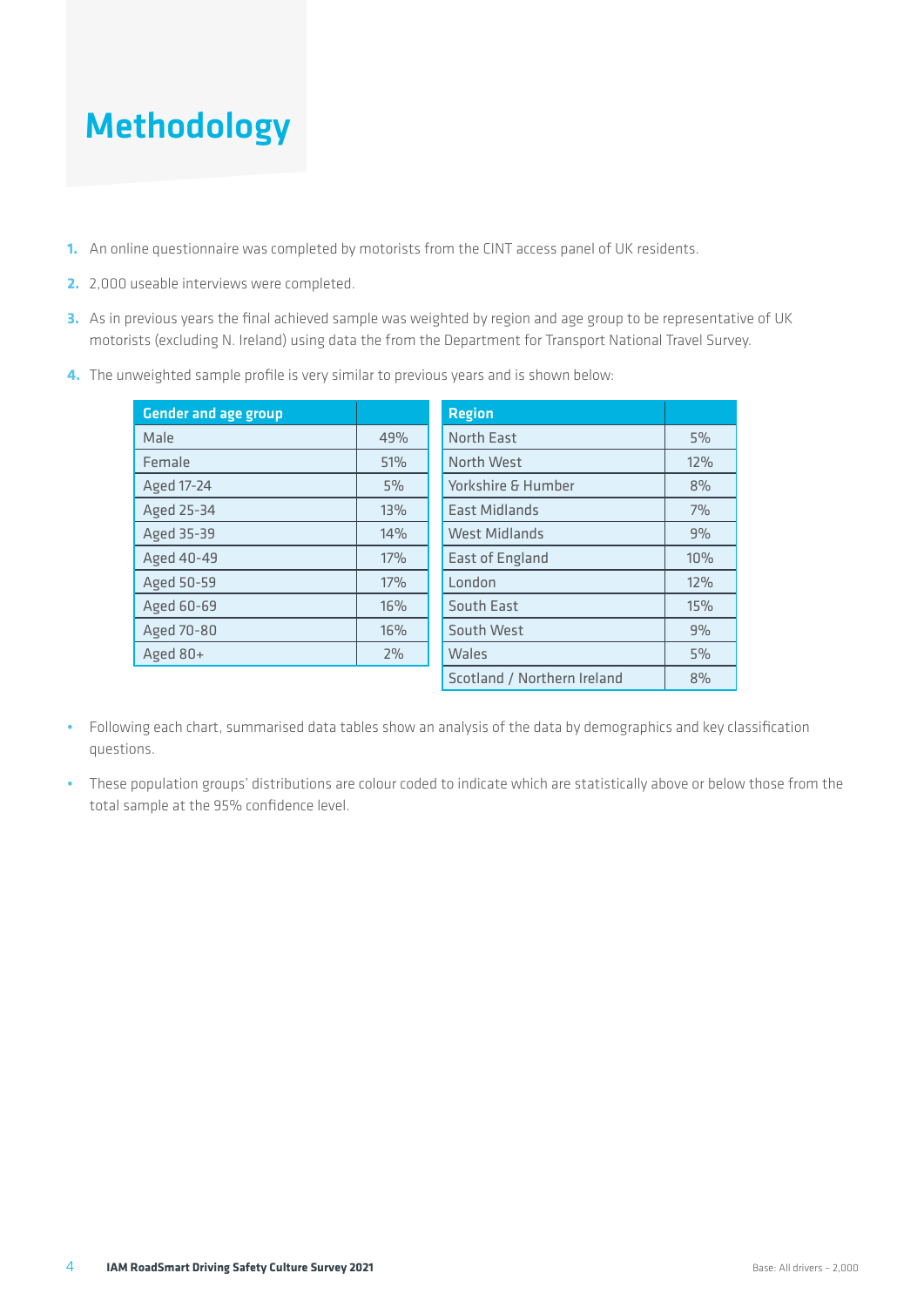# Methodology

1. An online questionnaire was completed by motorists from the CINT access panel of UK residents.
2. 2,000 useable interviews were completed.
3. As in previous years the final achieved sample was weighted by region and age group to be representative of UK motorists (excluding N. Ireland) using data the from the Department for Transport National Travel Survey.
4. The unweighted sample profile is very similar to previous years and is shown below:

| Gender and age group | |
|---|---|
| Male | 49% |
| Female | 51% |
| Aged 17-24 | 5% |
| Aged 25-34 | 13% |
| Aged 35-39 | 14% |
| Aged 40-49 | 17% |
| Aged 50-59 | 17% |
| Aged 60-69 | 16% |
| Aged 70-80 | 16% |
| Aged 80+ | 2% |

| Region | |
|---|---|
| North East | 5% |
| North West | 12% |
| Yorkshire & Humber | 8% |
| East Midlands | 7% |
| West Midlands | 9% |
| East of England | 10% |
| London | 12% |
| South East | 15% |
| South West | 9% |
| Wales | 5% |
| Scotland / Northern Ireland | 8% |

- Following each chart, summarised data tables show an analysis of the data by demographics and key classification questions.
- These population groups' distributions are colour coded to indicate which are statistically above or below those from the total sample at the 95% confidence level.

Base: All drivers - 2,000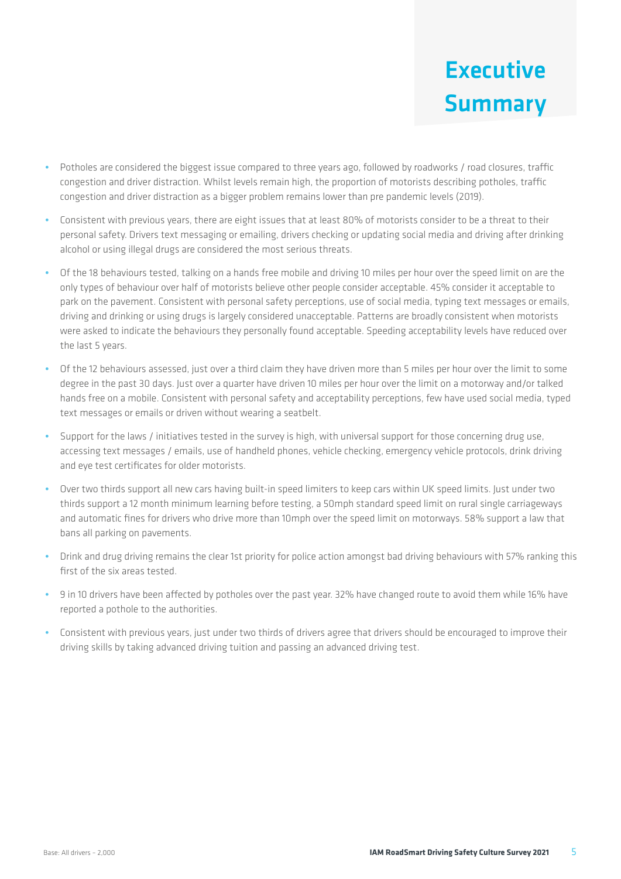# Executive Summary

- Potholes are considered the biggest issue compared to three years ago, followed by roadworks / road closures, traffic congestion and driver distraction. Whilst levels remain high, the proportion of motorists describing potholes, traffic congestion and driver distraction as a bigger problem remains lower than pre pandemic levels (2019).
- Consistent with previous years, there are eight issues that at least 80% of motorists consider to be a threat to their personal safety. Drivers text messaging or emailing, drivers checking or updating social media and driving after drinking alcohol or using illegal drugs are considered the most serious threats.
- Of the 18 behaviours tested, talking on a hands free mobile and driving 10 miles per hour over the speed limit on are the only types of behaviour over half of motorists believe other people consider acceptable. 45% consider it acceptable to park on the pavement. Consistent with personal safety perceptions, use of social media, typing text messages or emails, driving and drinking or using drugs is largely considered unacceptable. Patterns are broadly consistent when motorists were asked to indicate the behaviours they personally found acceptable. Speeding acceptability levels have reduced over the last 5 years.
- Of the 12 behaviours assessed, just over a third claim they have driven more than 5 miles per hour over the limit to some degree in the past 30 days. Just over a quarter have driven 10 miles per hour over the limit on a motorway and/or talked hands free on a mobile. Consistent with personal safety and acceptability perceptions, few have used social media, typed text messages or emails or driven without wearing a seatbelt.
- Support for the laws / initiatives tested in the survey is high, with universal support for those concerning drug use, accessing text messages / emails, use of handheld phones, vehicle checking, emergency vehicle protocols, drink driving and eye test certificates for older motorists.
- Over two thirds support all new cars having built-in speed limiters to keep cars within UK speed limits. Just under two thirds support a 12 month minimum learning before testing, a 50mph standard speed limit on rural single carriageways and automatic fines for drivers who drive more than 10mph over the speed limit on motorways. 58% support a law that bans all parking on pavements.
- Drink and drug driving remains the clear 1st priority for police action amongst bad driving behaviours with 57% ranking this first of the six areas tested.
- 9 in 10 drivers have been affected by potholes over the past year. 32% have changed route to avoid them while 16% have reported a pothole to the authorities.
- Consistent with previous years, just under two thirds of drivers agree that drivers should be encouraged to improve their driving skills by taking advanced driving tuition and passing an advanced driving test.

Base: All drivers – 2,000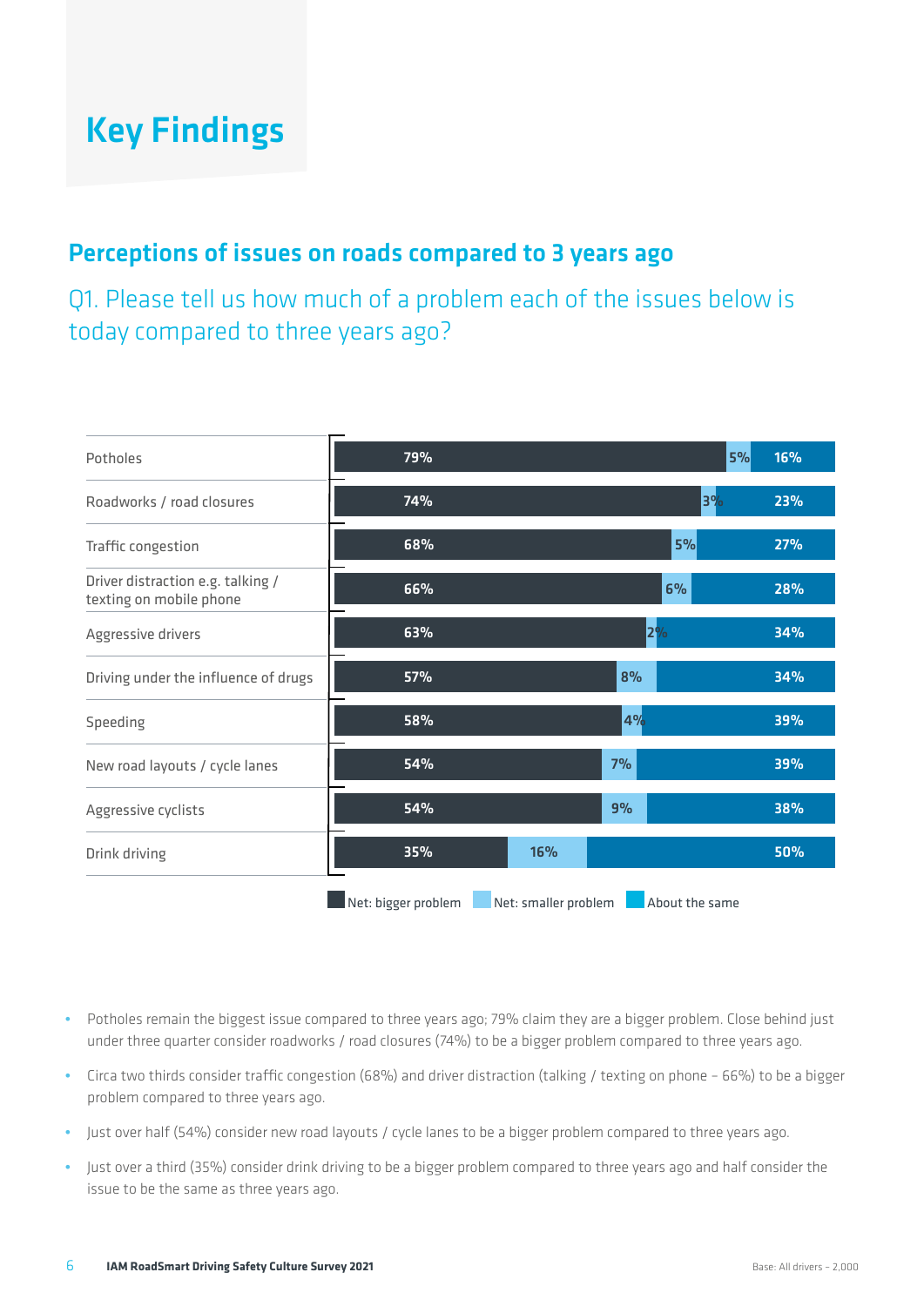# Key Findings

## Perceptions of issues on roads compared to 3 years ago

Q1. Please tell us how much of a problem each of the issues below is today compared to three years ago?

| Issue | Net: bigger problem | Net: smaller problem | About the same |
|---|---|---|---|
| Potholes | 79% | 5% | 16% |
| Roadworks / road closures | 74% | 3% | 23% |
| Traffic congestion | 68% | 5% | 27% |
| Driver distraction e.g. talking / texting on mobile phone | 66% | 6% | 28% |
| Aggressive drivers | 63% | 2% | 34% |
| Driving under the influence of drugs | 57% | 8% | 34% |
| Speeding | 58% | 4% | 39% |
| New road layouts / cycle lanes | 54% | 7% | 39% |
| Aggressive cyclists | 54% | 9% | 38% |
| Drink driving | 35% | 16% | 50% |

- Potholes remain the biggest issue compared to three years ago; 79% claim they are a bigger problem. Close behind just under three quarter consider roadworks / road closures (74%) to be a bigger problem compared to three years ago.
- Circa two thirds consider traffic congestion (68%) and driver distraction (talking / texting on phone – 66%) to be a bigger problem compared to three years ago.
- Just over half (54%) consider new road layouts / cycle lanes to be a bigger problem compared to three years ago.
- Just over a third (35%) consider drink driving to be a bigger problem compared to three years ago and half consider the issue to be the same as three years ago.

Base: All drivers – 2,000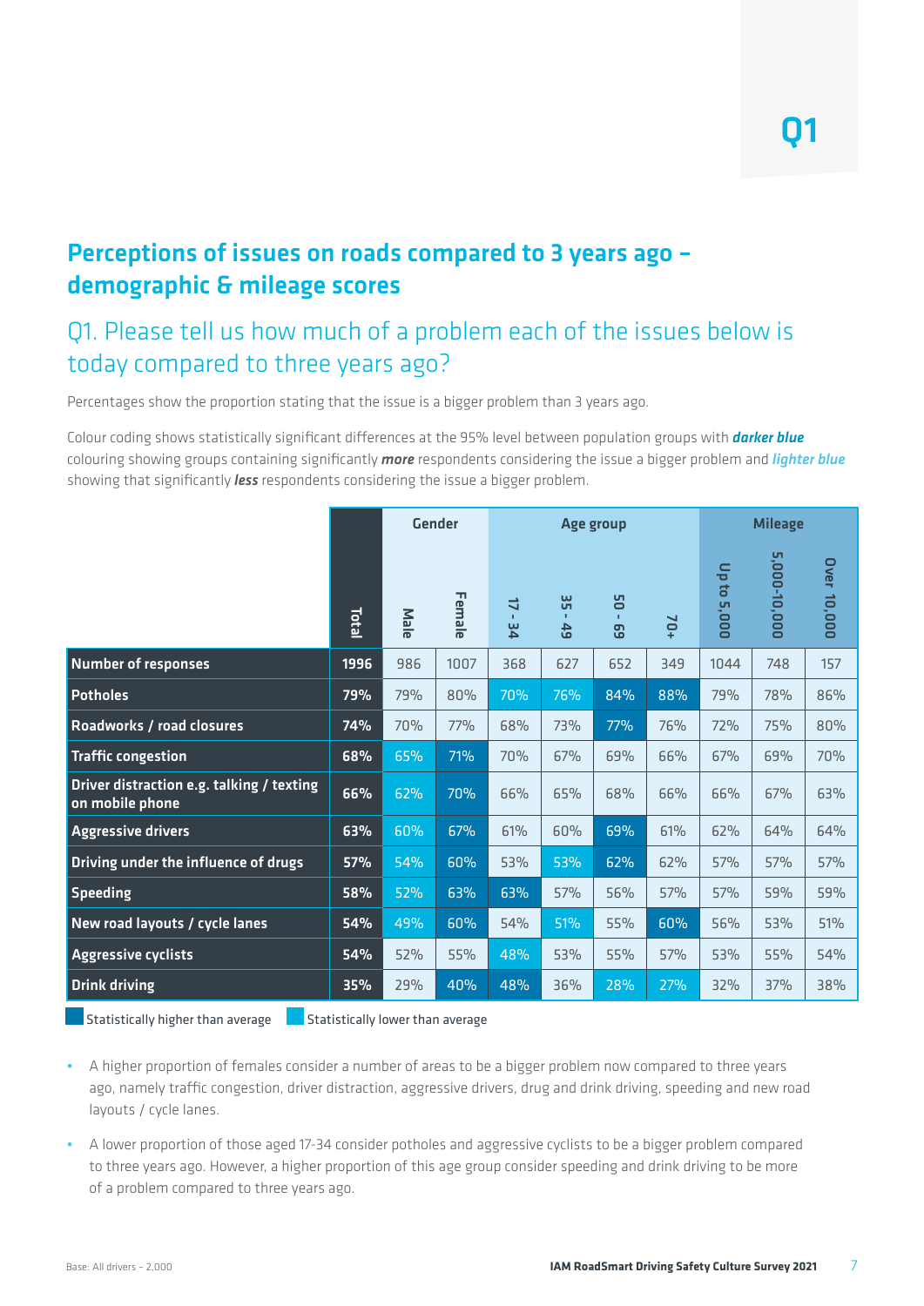Q1

## Perceptions of issues on roads compared to 3 years ago – demographic & mileage scores

### Q1. Please tell us how much of a problem each of the issues below is today compared to three years ago?

Percentages show the proportion stating that the issue is a bigger problem than 3 years ago.

Colour coding shows statistically significant differences at the 95% level between population groups with ***darker blue*** colouring showing groups containing significantly ***more*** respondents considering the issue a bigger problem and ***lighter blue*** showing that significantly ***less*** respondents considering the issue a bigger problem.

| | | Gender | | Age group | | | | Mileage | | |
|---|---|---|---|---|---|---|---|---|---|---|
| | Total | Male | Female | 17 - 34 | 35 - 49 | 50 - 69 | 70+ | Up to 5,000 | 5,000-10,000 | Over 10,000 |
| **Number of responses** | 1996 | 986 | 1007 | 368 | 627 | 652 | 349 | 1044 | 748 | 157 |
| **Potholes** | 79% | 79% | 80% | 70% | 76% | 84% | 88% | 79% | 78% | 86% |
| **Roadworks / road closures** | 74% | 70% | 77% | 68% | 73% | 77% | 76% | 72% | 75% | 80% |
| **Traffic congestion** | 68% | 65% | 71% | 70% | 67% | 69% | 66% | 67% | 69% | 70% |
| **Driver distraction e.g. talking / texting on mobile phone** | 66% | 62% | 70% | 66% | 65% | 68% | 66% | 66% | 67% | 63% |
| **Aggressive drivers** | 63% | 60% | 67% | 61% | 60% | 69% | 61% | 62% | 64% | 64% |
| **Driving under the influence of drugs** | 57% | 54% | 60% | 53% | 53% | 62% | 62% | 57% | 57% | 57% |
| **Speeding** | 58% | 52% | 63% | 63% | 57% | 56% | 57% | 57% | 59% | 59% |
| **New road layouts / cycle lanes** | 54% | 49% | 60% | 54% | 51% | 55% | 60% | 56% | 53% | 51% |
| **Aggressive cyclists** | 54% | 52% | 55% | 48% | 53% | 55% | 57% | 53% | 55% | 54% |
| **Drink driving** | 35% | 29% | 40% | 48% | 36% | 28% | 27% | 32% | 37% | 38% |

Statistically higher than average    Statistically lower than average

- A higher proportion of females consider a number of areas to be a bigger problem now compared to three years ago, namely traffic congestion, driver distraction, aggressive drivers, drug and drink driving, speeding and new road layouts / cycle lanes.
- A lower proportion of those aged 17-34 consider potholes and aggressive cyclists to be a bigger problem compared to three years ago. However, a higher proportion of this age group consider speeding and drink driving to be more of a problem compared to three years ago.

Base: All drivers – 2,000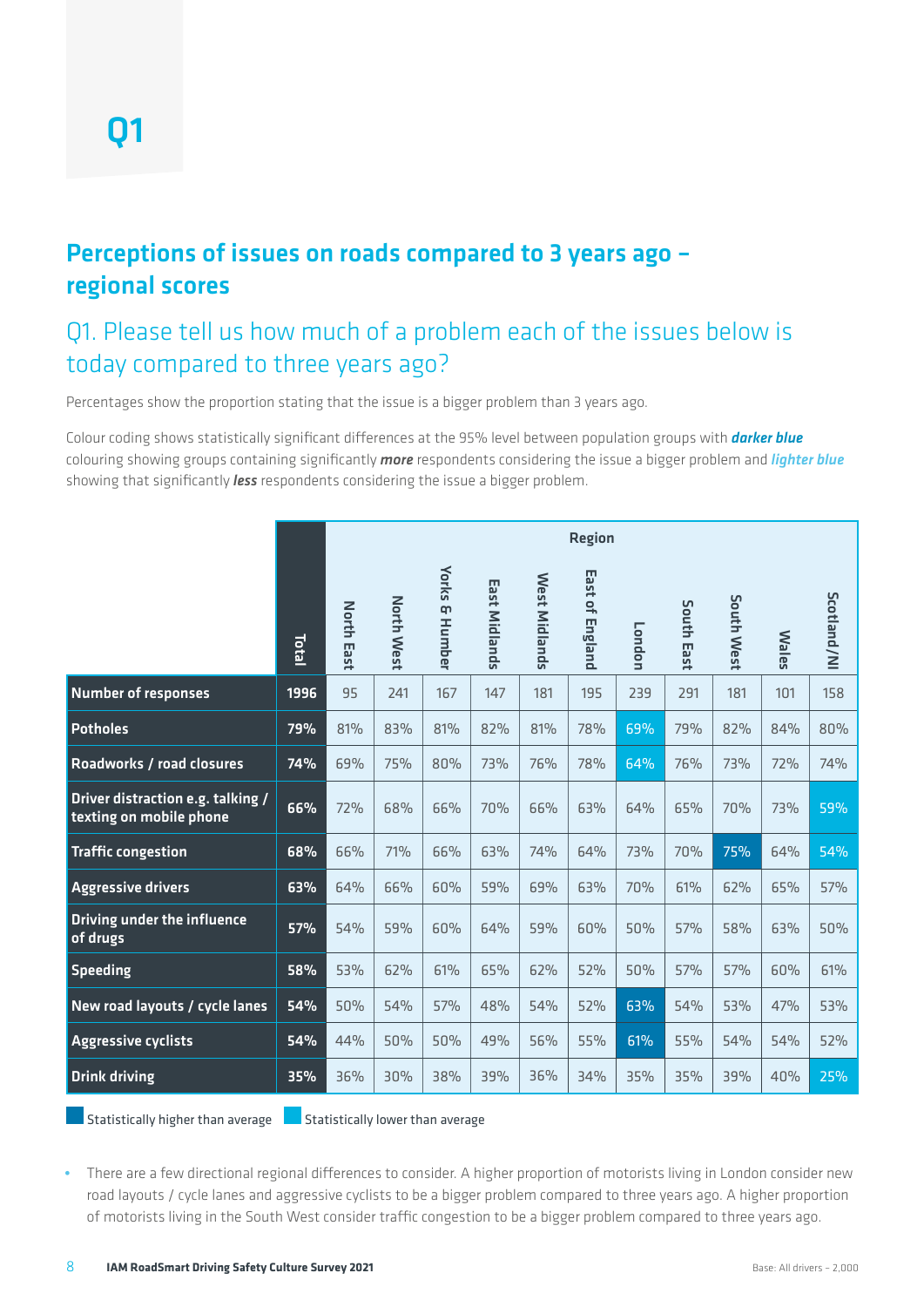# Q1

## Perceptions of issues on roads compared to 3 years ago – regional scores

### Q1. Please tell us how much of a problem each of the issues below is today compared to three years ago?

Percentages show the proportion stating that the issue is a bigger problem than 3 years ago.

Colour coding shows statistically significant differences at the 95% level between population groups with ***darker blue*** colouring showing groups containing significantly ***more*** respondents considering the issue a bigger problem and ***lighter blue*** showing that significantly ***less*** respondents considering the issue a bigger problem.

| | Total | Region | | | | | | | | | | |
|---|---|---|---|---|---|---|---|---|---|---|---|---|
| | | North East | North West | Yorks & Humber | East Midlands | West Midlands | East of England | London | South East | South West | Wales | Scotland/NI |
| **Number of responses** | **1996** | 95 | 241 | 167 | 147 | 181 | 195 | 239 | 291 | 181 | 101 | 158 |
| **Potholes** | **79%** | 81% | 83% | 81% | 82% | 81% | 78% | 69% | 79% | 82% | 84% | 80% |
| **Roadworks / road closures** | **74%** | 69% | 75% | 80% | 73% | 76% | 78% | 64% | 76% | 73% | 72% | 74% |
| **Driver distraction e.g. talking / texting on mobile phone** | **66%** | 72% | 68% | 66% | 70% | 66% | 63% | 64% | 65% | 70% | 73% | 59% |
| **Traffic congestion** | **68%** | 66% | 71% | 66% | 63% | 74% | 64% | 73% | 70% | 75% | 64% | 54% |
| **Aggressive drivers** | **63%** | 64% | 66% | 60% | 59% | 69% | 63% | 70% | 61% | 62% | 65% | 57% |
| **Driving under the influence of drugs** | **57%** | 54% | 59% | 60% | 64% | 59% | 60% | 50% | 57% | 58% | 63% | 50% |
| **Speeding** | **58%** | 53% | 62% | 61% | 65% | 62% | 52% | 50% | 57% | 57% | 60% | 61% |
| **New road layouts / cycle lanes** | **54%** | 50% | 54% | 57% | 48% | 54% | 52% | 63% | 54% | 53% | 47% | 53% |
| **Aggressive cyclists** | **54%** | 44% | 50% | 50% | 49% | 56% | 55% | 61% | 55% | 54% | 54% | 52% |
| **Drink driving** | **35%** | 36% | 30% | 38% | 39% | 36% | 34% | 35% | 35% | 39% | 40% | 25% |

Statistically higher than average: London – New road layouts / cycle lanes (63%), Aggressive cyclists (61%); South West – Traffic congestion (75%).
Statistically lower than average: London – Potholes (69%), Roadworks / road closures (64%); Scotland/NI – Driver distraction (59%), Traffic congestion (54%), Drink driving (25%).

- There are a few directional regional differences to consider. A higher proportion of motorists living in London consider new road layouts / cycle lanes and aggressive cyclists to be a bigger problem compared to three years ago. A higher proportion of motorists living in the South West consider traffic congestion to be a bigger problem compared to three years ago.

Base: All drivers – 2,000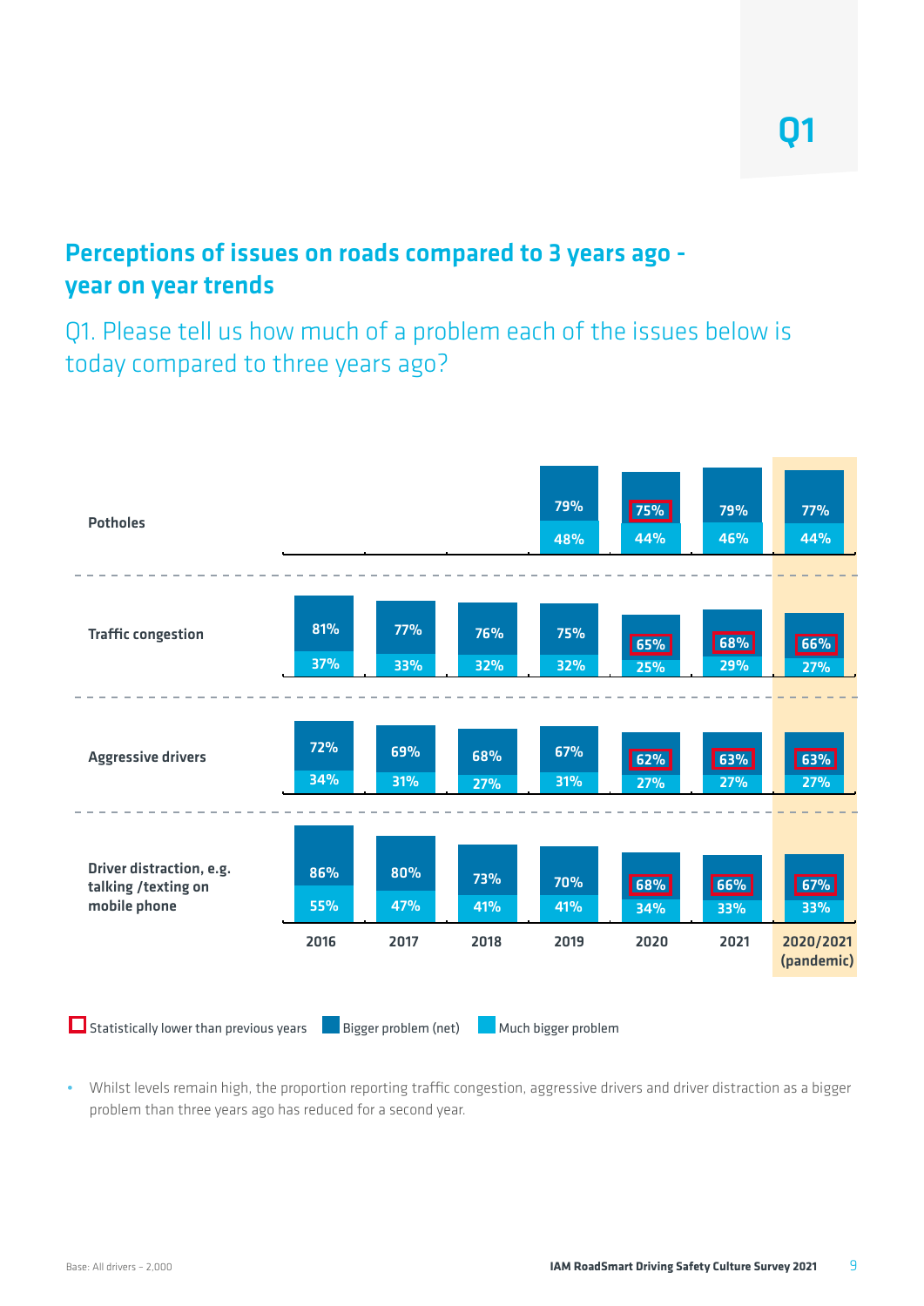# Q1

## Perceptions of issues on roads compared to 3 years ago - year on year trends

Q1. Please tell us how much of a problem each of the issues below is today compared to three years ago?

| | | 2016 | 2017 | 2018 | 2019 | 2020 | 2021 | 2020/2021 (pandemic) |
|---|---|---|---|---|---|---|---|---|
| Potholes | Bigger problem (net) | | | | 79% | 75%* | 79% | 77% |
| | Much bigger problem | | | | 48% | 44% | 46% | 44% |
| Traffic congestion | Bigger problem (net) | 81% | 77% | 76% | 75% | 65%* | 68%* | 66%* |
| | Much bigger problem | 37% | 33% | 32% | 32% | 25% | 29% | 27% |
| Aggressive drivers | Bigger problem (net) | 72% | 69% | 68% | 67% | 62%* | 63%* | 63%* |
| | Much bigger problem | 34% | 31% | 27% | 31% | 27% | 27% | 27% |
| Driver distraction, e.g. talking /texting on mobile phone | Bigger problem (net) | 86% | 80% | 73% | 70% | 68%* | 66%* | 67%* |
| | Much bigger problem | 55% | 47% | 41% | 41% | 34% | 33% | 33% |

\* Statistically lower than previous years

- Whilst levels remain high, the proportion reporting traffic congestion, aggressive drivers and driver distraction as a bigger problem than three years ago has reduced for a second year.

Base: All drivers – 2,000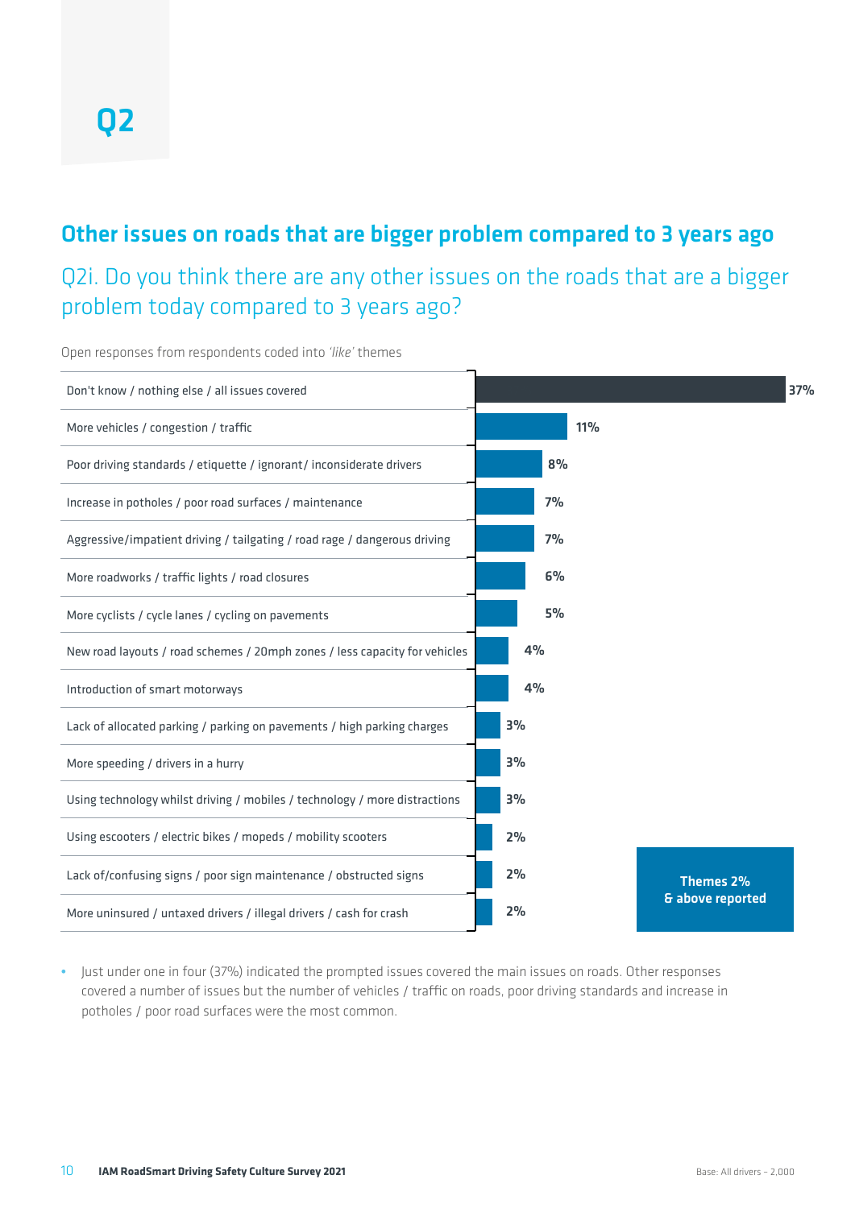# Q2

## Other issues on roads that are bigger problem compared to 3 years ago

### Q2i. Do you think there are any other issues on the roads that are a bigger problem today compared to 3 years ago?

Open responses from respondents coded into *'like'* themes

| Theme | % |
|---|---|
| Don't know / nothing else / all issues covered | 37% |
| More vehicles / congestion / traffic | 11% |
| Poor driving standards / etiquette / ignorant/ inconsiderate drivers | 8% |
| Increase in potholes / poor road surfaces / maintenance | 7% |
| Aggressive/impatient driving / tailgating / road rage / dangerous driving | 7% |
| More roadworks / traffic lights / road closures | 6% |
| More cyclists / cycle lanes / cycling on pavements | 5% |
| New road layouts / road schemes / 20mph zones / less capacity for vehicles | 4% |
| Introduction of smart motorways | 4% |
| Lack of allocated parking / parking on pavements / high parking charges | 3% |
| More speeding / drivers in a hurry | 3% |
| Using technology whilst driving / mobiles / technology / more distractions | 3% |
| Using escooters / electric bikes / mopeds / mobility scooters | 2% |
| Lack of/confusing signs / poor sign maintenance / obstructed signs | 2% |
| More uninsured / untaxed drivers / illegal drivers / cash for crash | 2% |

**Themes 2% & above reported**

- Just under one in four (37%) indicated the prompted issues covered the main issues on roads. Other responses covered a number of issues but the number of vehicles / traffic on roads, poor driving standards and increase in potholes / poor road surfaces were the most common.

Base: All drivers – 2,000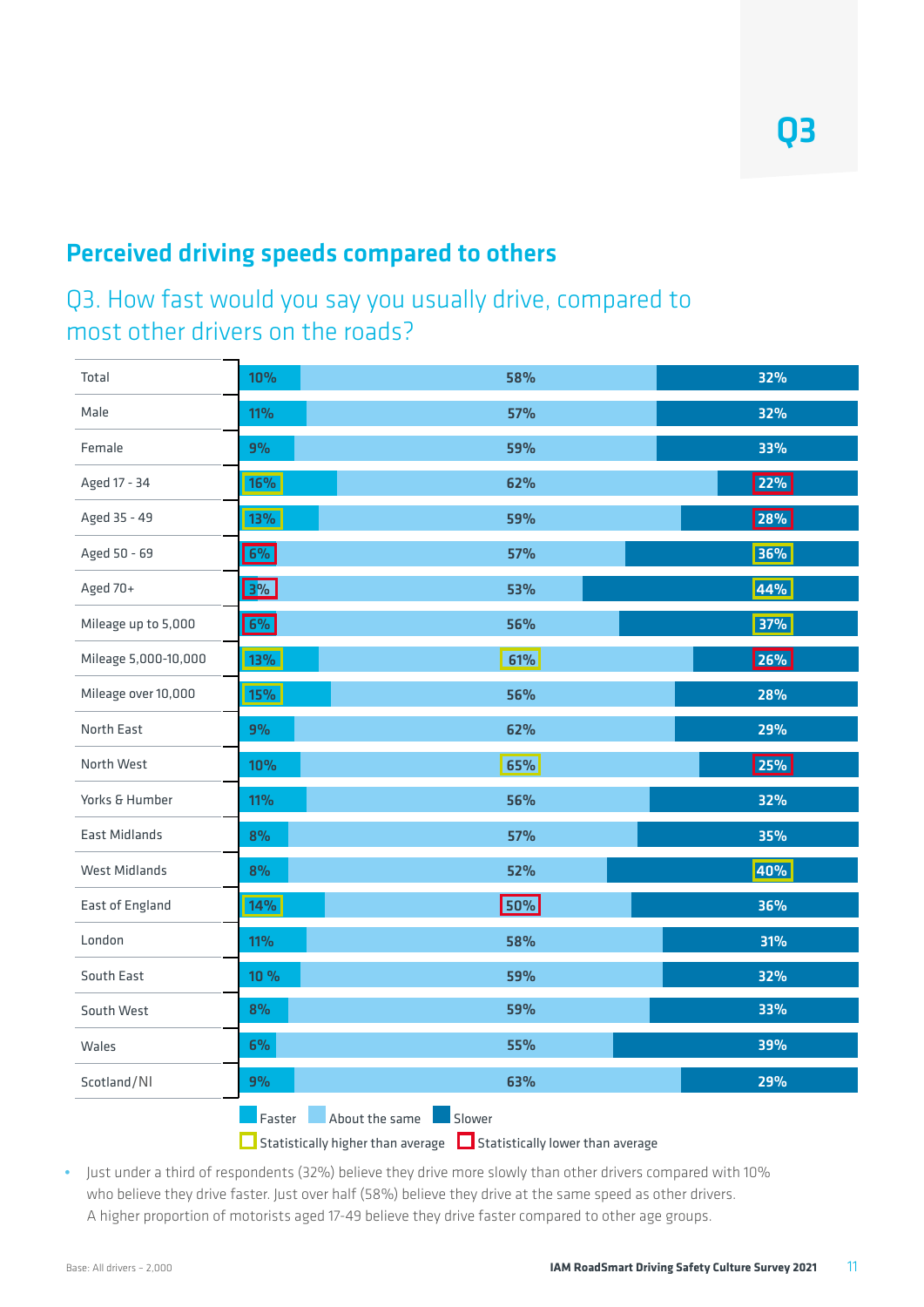Q3

## Perceived driving speeds compared to others

### Q3. How fast would you say you usually drive, compared to most other drivers on the roads?

| | Faster | About the same | Slower |
|---|---|---|---|
| Total | 10% | 58% | 32% |
| Male | 11% | 57% | 32% |
| Female | 9% | 59% | 33% |
| Aged 17 - 34 | 16% ▲ | 62% | 22% ▼ |
| Aged 35 - 49 | 13% ▲ | 59% | 28% ▼ |
| Aged 50 - 69 | 6% ▼ | 57% | 36% ▲ |
| Aged 70+ | 3% ▼ | 53% | 44% ▲ |
| Mileage up to 5,000 | 6% ▼ | 56% | 37% ▲ |
| Mileage 5,000-10,000 | 13% ▲ | 61% ▲ | 26% ▼ |
| Mileage over 10,000 | 15% ▲ | 56% | 28% |
| North East | 9% | 62% | 29% |
| North West | 10% | 65% ▲ | 25% ▼ |
| Yorks & Humber | 11% | 56% | 32% |
| East Midlands | 8% | 57% | 35% |
| West Midlands | 8% | 52% | 40% ▲ |
| East of England | 14% ▲ | 50% ▼ | 36% |
| London | 11% | 58% | 31% |
| South East | 10 % | 59% | 32% |
| South West | 8% | 59% | 33% |
| Wales | 6% | 55% | 39% |
| Scotland/NI | 9% | 63% | 29% |

▲ Statistically higher than average ▼ Statistically lower than average

- Just under a third of respondents (32%) believe they drive more slowly than other drivers compared with 10% who believe they drive faster. Just over half (58%) believe they drive at the same speed as other drivers. A higher proportion of motorists aged 17-49 believe they drive faster compared to other age groups.

Base: All drivers – 2,000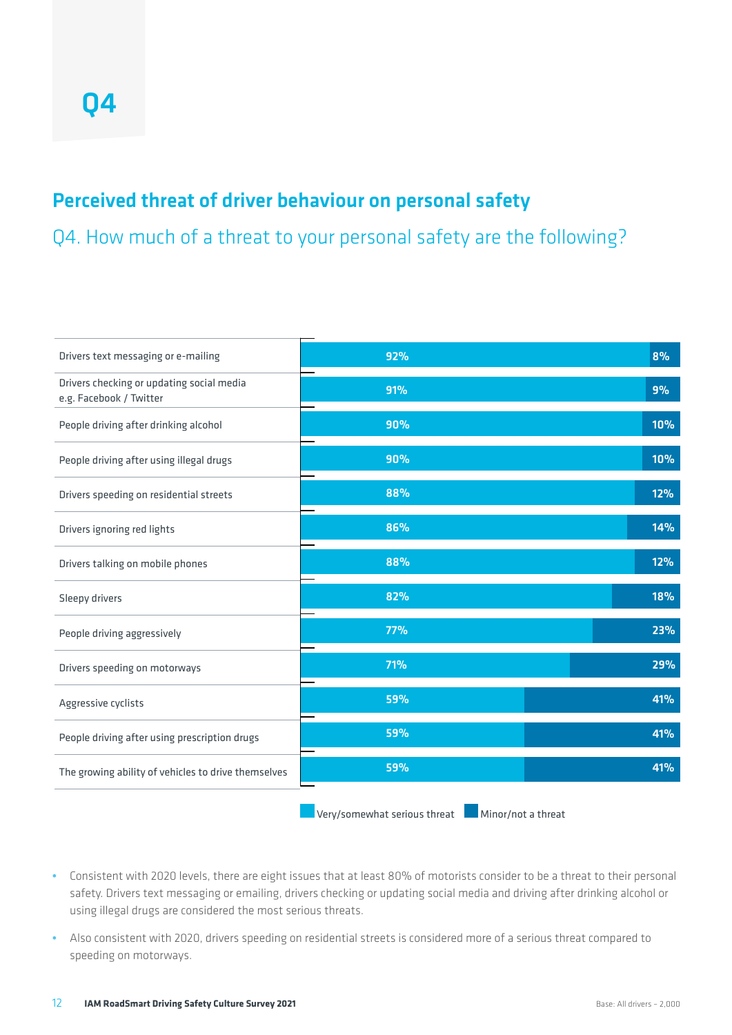# Q4

## Perceived threat of driver behaviour on personal safety

### Q4. How much of a threat to your personal safety are the following?

| | Very/somewhat serious threat | Minor/not a threat |
|---|---|---|
| Drivers text messaging or e-mailing | 92% | 8% |
| Drivers checking or updating social media e.g. Facebook / Twitter | 91% | 9% |
| People driving after drinking alcohol | 90% | 10% |
| People driving after using illegal drugs | 90% | 10% |
| Drivers speeding on residential streets | 88% | 12% |
| Drivers ignoring red lights | 86% | 14% |
| Drivers talking on mobile phones | 88% | 12% |
| Sleepy drivers | 82% | 18% |
| People driving aggressively | 77% | 23% |
| Drivers speeding on motorways | 71% | 29% |
| Aggressive cyclists | 59% | 41% |
| People driving after using prescription drugs | 59% | 41% |
| The growing ability of vehicles to drive themselves | 59% | 41% |

- Consistent with 2020 levels, there are eight issues that at least 80% of motorists consider to be a threat to their personal safety. Drivers text messaging or emailing, drivers checking or updating social media and driving after drinking alcohol or using illegal drugs are considered the most serious threats.
- Also consistent with 2020, drivers speeding on residential streets is considered more of a serious threat compared to speeding on motorways.

Base: All drivers – 2,000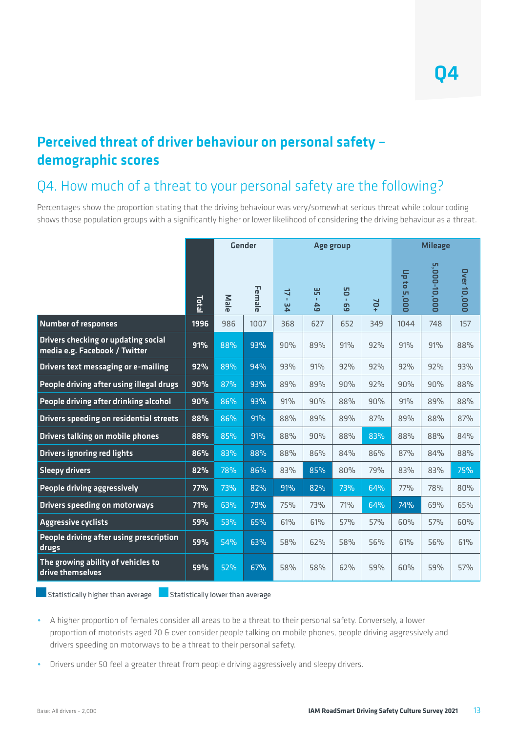Q4

## Perceived threat of driver behaviour on personal safety – demographic scores

### Q4. How much of a threat to your personal safety are the following?

Percentages show the proportion stating that the driving behaviour was very/somewhat serious threat while colour coding shows those population groups with a significantly higher or lower likelihood of considering the driving behaviour as a threat.

| | Total | Gender | | Age group | | | | Mileage | | |
|---|---|---|---|---|---|---|---|---|---|---|
| | | Male | Female | 17 - 34 | 35 - 49 | 50 - 69 | 70+ | Up to 5,000 | 5,000-10,000 | Over 10,000 |
| **Number of responses** | 1996 | 986 | 1007 | 368 | 627 | 652 | 349 | 1044 | 748 | 157 |
| **Drivers checking or updating social media e.g. Facebook / Twitter** | 91% | 88% | 93% | 90% | 89% | 91% | 92% | 91% | 91% | 88% |
| **Drivers text messaging or e-mailing** | 92% | 89% | 94% | 93% | 91% | 92% | 92% | 92% | 92% | 93% |
| **People driving after using illegal drugs** | 90% | 87% | 93% | 89% | 89% | 90% | 92% | 90% | 90% | 88% |
| **People driving after drinking alcohol** | 90% | 86% | 93% | 91% | 90% | 88% | 90% | 91% | 89% | 88% |
| **Drivers speeding on residential streets** | 88% | 86% | 91% | 88% | 89% | 89% | 87% | 89% | 88% | 87% |
| **Drivers talking on mobile phones** | 88% | 85% | 91% | 88% | 90% | 88% | 83% | 88% | 88% | 84% |
| **Drivers ignoring red lights** | 86% | 83% | 88% | 88% | 86% | 84% | 86% | 87% | 84% | 88% |
| **Sleepy drivers** | 82% | 78% | 86% | 83% | 85% | 80% | 79% | 83% | 83% | 75% |
| **People driving aggressively** | 77% | 73% | 82% | 91% | 82% | 73% | 64% | 77% | 78% | 80% |
| **Drivers speeding on motorways** | 71% | 63% | 79% | 75% | 73% | 71% | 64% | 74% | 69% | 65% |
| **Aggressive cyclists** | 59% | 53% | 65% | 61% | 61% | 57% | 57% | 60% | 57% | 60% |
| **People driving after using prescription drugs** | 59% | 54% | 63% | 58% | 62% | 58% | 56% | 61% | 56% | 61% |
| **The growing ability of vehicles to drive themselves** | 59% | 52% | 67% | 58% | 58% | 62% | 59% | 60% | 59% | 57% |

Statistically higher than average | Statistically lower than average

- A higher proportion of females consider all areas to be a threat to their personal safety. Conversely, a lower proportion of motorists aged 70 & over consider people talking on mobile phones, people driving aggressively and drivers speeding on motorways to be a threat to their personal safety.
- Drivers under 50 feel a greater threat from people driving aggressively and sleepy drivers.

Base: All drivers - 2,000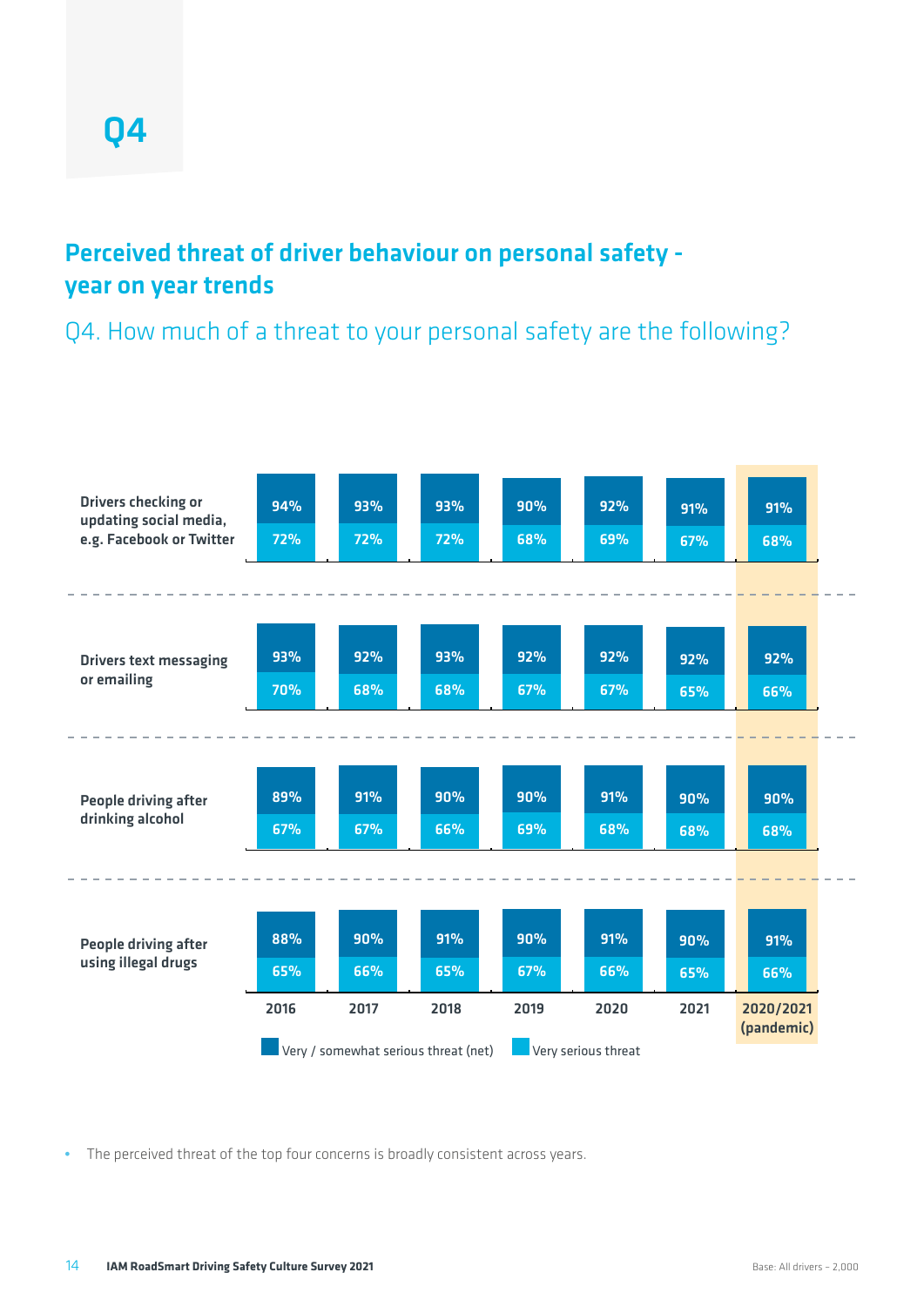# Q4

## Perceived threat of driver behaviour on personal safety - year on year trends

Q4. How much of a threat to your personal safety are the following?

| | | 2016 | 2017 | 2018 | 2019 | 2020 | 2021 | 2020/2021 (pandemic) |
|---|---|---|---|---|---|---|---|---|
| Drivers checking or updating social media, e.g. Facebook or Twitter | Very / somewhat serious threat (net) | 94% | 93% | 93% | 90% | 92% | 91% | 91% |
| | Very serious threat | 72% | 72% | 72% | 68% | 69% | 67% | 68% |
| Drivers text messaging or emailing | Very / somewhat serious threat (net) | 93% | 92% | 93% | 92% | 92% | 92% | 92% |
| | Very serious threat | 70% | 68% | 68% | 67% | 67% | 65% | 66% |
| People driving after drinking alcohol | Very / somewhat serious threat (net) | 89% | 91% | 90% | 90% | 91% | 90% | 90% |
| | Very serious threat | 67% | 67% | 66% | 69% | 68% | 68% | 68% |
| People driving after using illegal drugs | Very / somewhat serious threat (net) | 88% | 90% | 91% | 90% | 91% | 90% | 91% |
| | Very serious threat | 65% | 66% | 65% | 67% | 66% | 65% | 66% |

- The perceived threat of the top four concerns is broadly consistent across years.

Base: All drivers – 2,000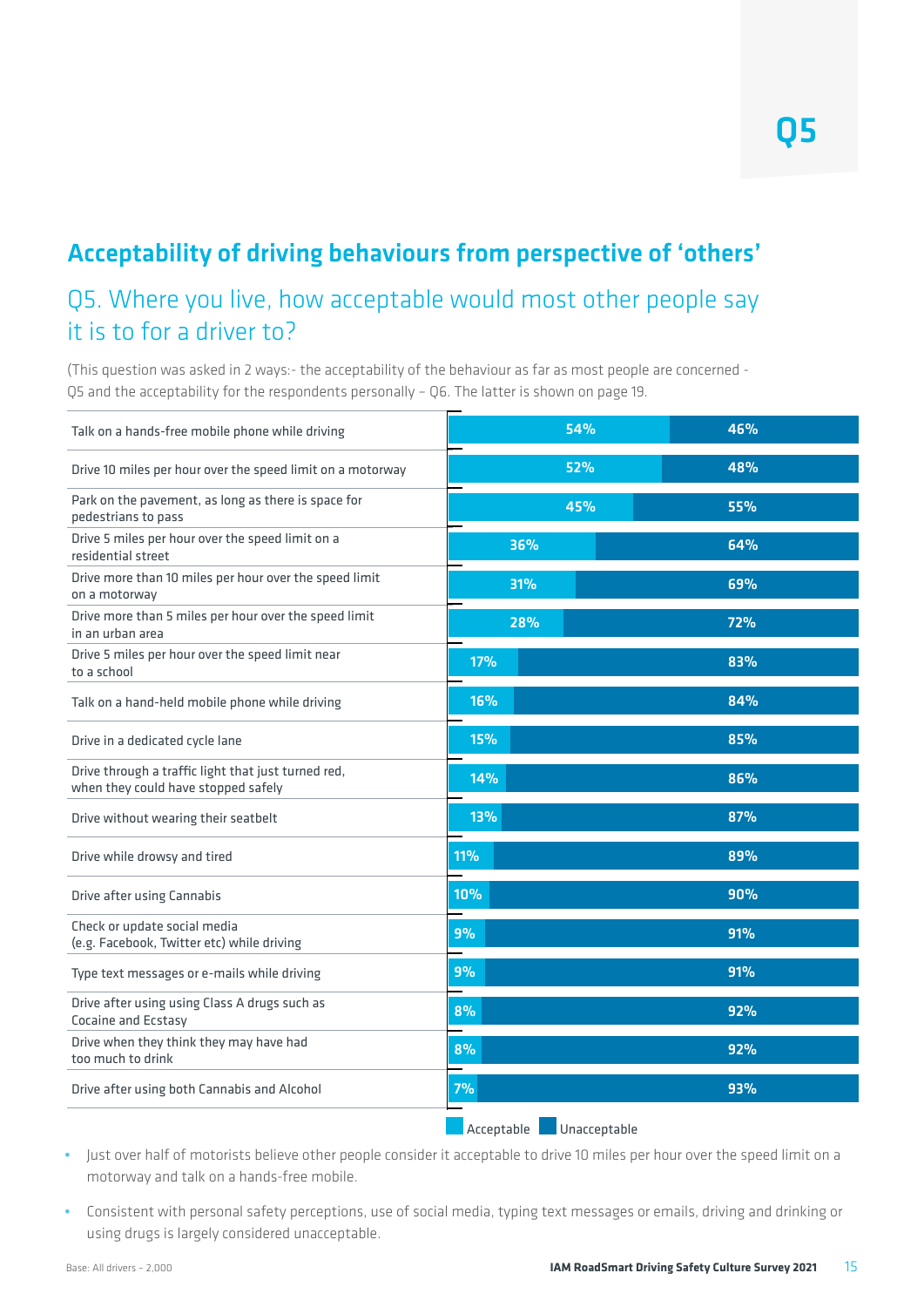Q5

## Acceptability of driving behaviours from perspective of 'others'

### Q5. Where you live, how acceptable would most other people say it is to for a driver to?

(This question was asked in 2 ways:- the acceptability of the behaviour as far as most people are concerned - Q5 and the acceptability for the respondents personally – Q6. The latter is shown on page 19.

| Behaviour | Acceptable | Unacceptable |
|---|---|---|
| Talk on a hands-free mobile phone while driving | 54% | 46% |
| Drive 10 miles per hour over the speed limit on a motorway | 52% | 48% |
| Park on the pavement, as long as there is space for pedestrians to pass | 45% | 55% |
| Drive 5 miles per hour over the speed limit on a residential street | 36% | 64% |
| Drive more than 10 miles per hour over the speed limit on a motorway | 31% | 69% |
| Drive more than 5 miles per hour over the speed limit in an urban area | 28% | 72% |
| Drive 5 miles per hour over the speed limit near to a school | 17% | 83% |
| Talk on a hand-held mobile phone while driving | 16% | 84% |
| Drive in a dedicated cycle lane | 15% | 85% |
| Drive through a traffic light that just turned red, when they could have stopped safely | 14% | 86% |
| Drive without wearing their seatbelt | 13% | 87% |
| Drive while drowsy and tired | 11% | 89% |
| Drive after using Cannabis | 10% | 90% |
| Check or update social media (e.g. Facebook, Twitter etc) while driving | 9% | 91% |
| Type text messages or e-mails while driving | 9% | 91% |
| Drive after using using Class A drugs such as Cocaine and Ecstasy | 8% | 92% |
| Drive when they think they may have had too much to drink | 8% | 92% |
| Drive after using both Cannabis and Alcohol | 7% | 93% |

- Just over half of motorists believe other people consider it acceptable to drive 10 miles per hour over the speed limit on a motorway and talk on a hands-free mobile.
- Consistent with personal safety perceptions, use of social media, typing text messages or emails, driving and drinking or using drugs is largely considered unacceptable.

Base: All drivers – 2,000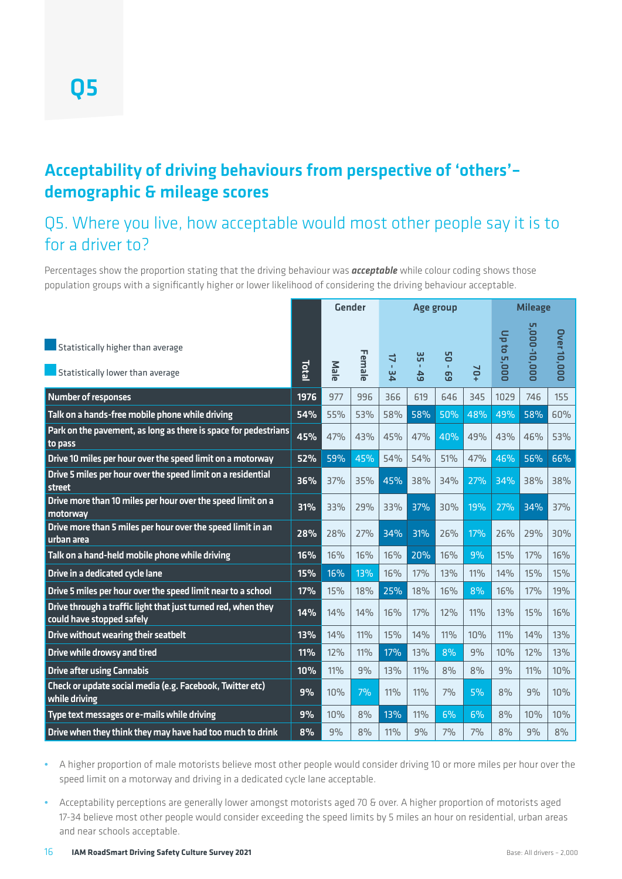# Q5

## Acceptability of driving behaviours from perspective of 'others' – demographic & mileage scores

### Q5. Where you live, how acceptable would most other people say it is to for a driver to?

Percentages show the proportion stating that the driving behaviour was ***acceptable*** while colour coding shows those population groups with a significantly higher or lower likelihood of considering the driving behaviour acceptable.

Statistically higher than average

Statistically lower than average

| | Total | Gender | | Age group | | | | Mileage | | |
|---|---|---|---|---|---|---|---|---|---|---|
| | | Male | Female | 17 - 34 | 35 - 49 | 50 - 69 | 70+ | Up to 5,000 | 5,000-10,000 | Over 10,000 |
| Number of responses | 1976 | 977 | 996 | 366 | 619 | 646 | 345 | 1029 | 746 | 155 |
| Talk on a hands-free mobile phone while driving | 54% | 55% | 53% | 58% | 58% | 50% | 48% | 49% | 58% | 60% |
| Park on the pavement, as long as there is space for pedestrians to pass | 45% | 47% | 43% | 45% | 47% | 40% | 49% | 43% | 46% | 53% |
| Drive 10 miles per hour over the speed limit on a motorway | 52% | 59% | 45% | 54% | 54% | 51% | 47% | 46% | 56% | 66% |
| Drive 5 miles per hour over the speed limit on a residential street | 36% | 37% | 35% | 45% | 38% | 34% | 27% | 34% | 38% | 38% |
| Drive more than 10 miles per hour over the speed limit on a motorway | 31% | 33% | 29% | 33% | 37% | 30% | 19% | 27% | 34% | 37% |
| Drive more than 5 miles per hour over the speed limit in an urban area | 28% | 28% | 27% | 34% | 31% | 26% | 17% | 26% | 29% | 30% |
| Talk on a hand-held mobile phone while driving | 16% | 16% | 16% | 16% | 20% | 16% | 9% | 15% | 17% | 16% |
| Drive in a dedicated cycle lane | 15% | 16% | 13% | 16% | 17% | 13% | 11% | 14% | 15% | 15% |
| Drive 5 miles per hour over the speed limit near to a school | 17% | 15% | 18% | 25% | 18% | 16% | 8% | 16% | 17% | 19% |
| Drive through a traffic light that just turned red, when they could have stopped safely | 14% | 14% | 14% | 16% | 17% | 12% | 11% | 13% | 15% | 16% |
| Drive without wearing their seatbelt | 13% | 14% | 11% | 15% | 14% | 11% | 10% | 11% | 14% | 13% |
| Drive while drowsy and tired | 11% | 12% | 11% | 17% | 13% | 8% | 9% | 10% | 12% | 13% |
| Drive after using Cannabis | 10% | 11% | 9% | 13% | 11% | 8% | 8% | 9% | 11% | 10% |
| Check or update social media (e.g. Facebook, Twitter etc) while driving | 9% | 10% | 7% | 11% | 11% | 7% | 5% | 8% | 9% | 10% |
| Type text messages or e-mails while driving | 9% | 10% | 8% | 13% | 11% | 6% | 6% | 8% | 10% | 10% |
| Drive when they think they may have had too much to drink | 8% | 9% | 8% | 11% | 9% | 7% | 7% | 8% | 9% | 8% |

- A higher proportion of male motorists believe most other people would consider driving 10 or more miles per hour over the speed limit on a motorway and driving in a dedicated cycle lane acceptable.
- Acceptability perceptions are generally lower amongst motorists aged 70 & over. A higher proportion of motorists aged 17-34 believe most other people would consider exceeding the speed limits by 5 miles an hour on residential, urban areas and near schools acceptable.

Base: All drivers – 2,000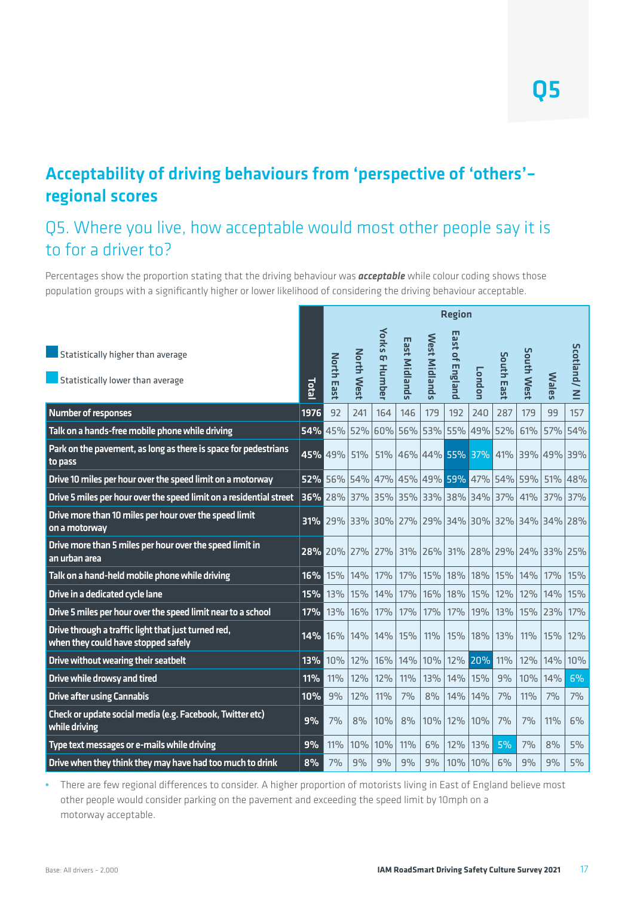## Acceptability of driving behaviours from ‘perspective of ‘others’– regional scores

### Q5. Where you live, how acceptable would most other people say it is to for a driver to?

Percentages show the proportion stating that the driving behaviour was ***acceptable*** while colour coding shows those population groups with a significantly higher or lower likelihood of considering the driving behaviour acceptable.

Statistically higher than average

Statistically lower than average

| | Total | Region | | | | | | | | | | |
|---|---|---|---|---|---|---|---|---|---|---|---|---|
| | | North East | North West | Yorks & Humber | East Midlands | West Midlands | East of England | London | South East | South West | Wales | Scotland/NI |
| Number of responses | 1976 | 92 | 241 | 164 | 146 | 179 | 192 | 240 | 287 | 179 | 99 | 157 |
| Talk on a hands-free mobile phone while driving | 54% | 45% | 52% | 60% | 56% | 53% | 55% | 49% | 52% | 61% | 57% | 54% |
| Park on the pavement, as long as there is space for pedestrians to pass | 45% | 49% | 51% | 51% | 46% | 44% | 55% | 37% | 41% | 39% | 49% | 39% |
| Drive 10 miles per hour over the speed limit on a motorway | 52% | 56% | 54% | 47% | 45% | 49% | 59% | 47% | 54% | 59% | 51% | 48% |
| Drive 5 miles per hour over the speed limit on a residential street | 36% | 28% | 37% | 35% | 35% | 33% | 38% | 34% | 37% | 41% | 37% | 37% |
| Drive more than 10 miles per hour over the speed limit on a motorway | 31% | 29% | 33% | 30% | 27% | 29% | 34% | 30% | 32% | 34% | 34% | 28% |
| Drive more than 5 miles per hour over the speed limit in an urban area | 28% | 20% | 27% | 27% | 31% | 26% | 31% | 28% | 29% | 24% | 33% | 25% |
| Talk on a hand-held mobile phone while driving | 16% | 15% | 14% | 17% | 17% | 15% | 18% | 18% | 15% | 14% | 17% | 15% |
| Drive in a dedicated cycle lane | 15% | 13% | 15% | 14% | 17% | 16% | 18% | 15% | 12% | 12% | 14% | 15% |
| Drive 5 miles per hour over the speed limit near to a school | 17% | 13% | 16% | 17% | 17% | 17% | 17% | 19% | 13% | 15% | 23% | 17% |
| Drive through a traffic light that just turned red, when they could have stopped safely | 14% | 16% | 14% | 14% | 15% | 11% | 15% | 18% | 13% | 11% | 15% | 12% |
| Drive without wearing their seatbelt | 13% | 10% | 12% | 16% | 14% | 10% | 12% | 20% | 11% | 12% | 14% | 10% |
| Drive while drowsy and tired | 11% | 11% | 12% | 12% | 11% | 13% | 14% | 15% | 9% | 10% | 14% | 6% |
| Drive after using Cannabis | 10% | 9% | 12% | 11% | 7% | 8% | 14% | 14% | 7% | 11% | 7% | 7% |
| Check or update social media (e.g. Facebook, Twitter etc) while driving | 9% | 7% | 8% | 10% | 8% | 10% | 12% | 10% | 7% | 7% | 11% | 6% |
| Type text messages or e-mails while driving | 9% | 11% | 10% | 10% | 11% | 6% | 12% | 13% | 5% | 7% | 8% | 5% |
| Drive when they think they may have had too much to drink | 8% | 7% | 9% | 9% | 9% | 9% | 10% | 10% | 6% | 9% | 9% | 5% |

- There are few regional differences to consider. A higher proportion of motorists living in East of England believe most other people would consider parking on the pavement and exceeding the speed limit by 10mph on a motorway acceptable.

Base: All drivers – 2,000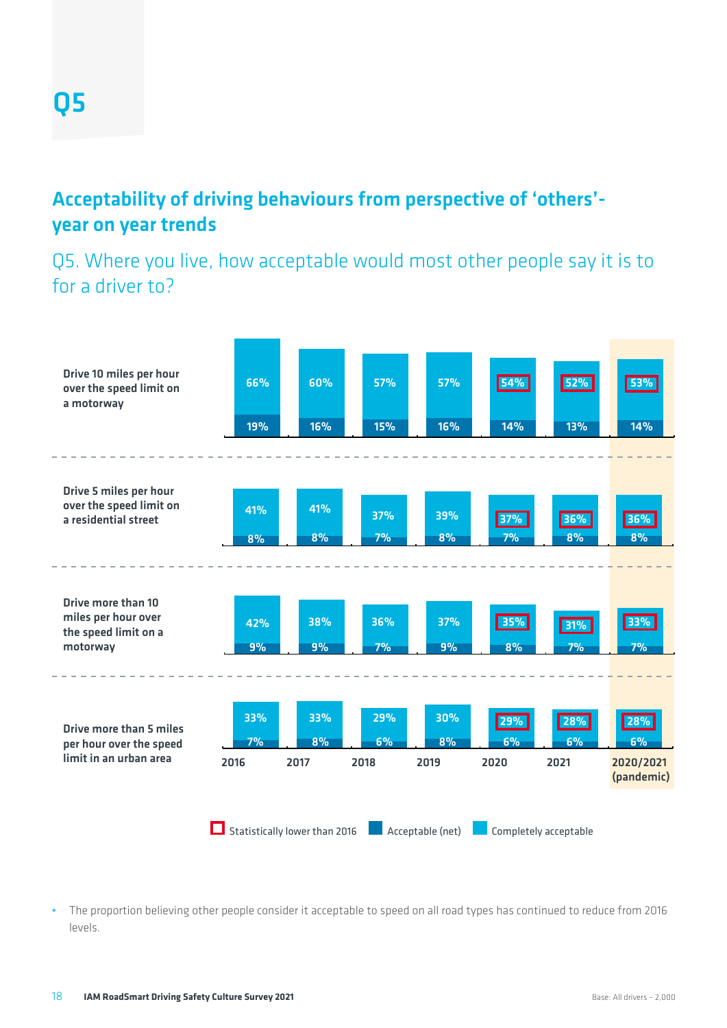# Q5

## Acceptability of driving behaviours from perspective of 'others'- year on year trends

Q5. Where you live, how acceptable would most other people say it is to for a driver to?

| | | 2016 | 2017 | 2018 | 2019 | 2020 | 2021 | 2020/2021 (pandemic) |
|---|---|---|---|---|---|---|---|---|
| Drive 10 miles per hour over the speed limit on a motorway | Acceptable (net) | 66% | 60% | 57% | 57% | 54%* | 52%* | 53%* |
| | Completely acceptable | 19% | 16% | 15% | 16% | 14% | 13% | 14% |
| Drive 5 miles per hour over the speed limit on a residential street | Acceptable (net) | 41% | 41% | 37% | 39% | 37%* | 36%* | 36%* |
| | Completely acceptable | 8% | 8% | 7% | 8% | 7% | 8% | 8% |
| Drive more than 10 miles per hour over the speed limit on a motorway | Acceptable (net) | 42% | 38% | 36% | 37% | 35%* | 31%* | 33%* |
| | Completely acceptable | 9% | 9% | 7% | 9% | 8% | 7% | 7% |
| Drive more than 5 miles per hour over the speed limit in an urban area | Acceptable (net) | 33% | 33% | 29% | 30% | 29%* | 28%* | 28%* |
| | Completely acceptable | 7% | 8% | 6% | 8% | 6% | 6% | 6% |

\* Statistically lower than 2016

- The proportion believing other people consider it acceptable to speed on all road types has continued to reduce from 2016 levels.

Base: All drivers – 2,000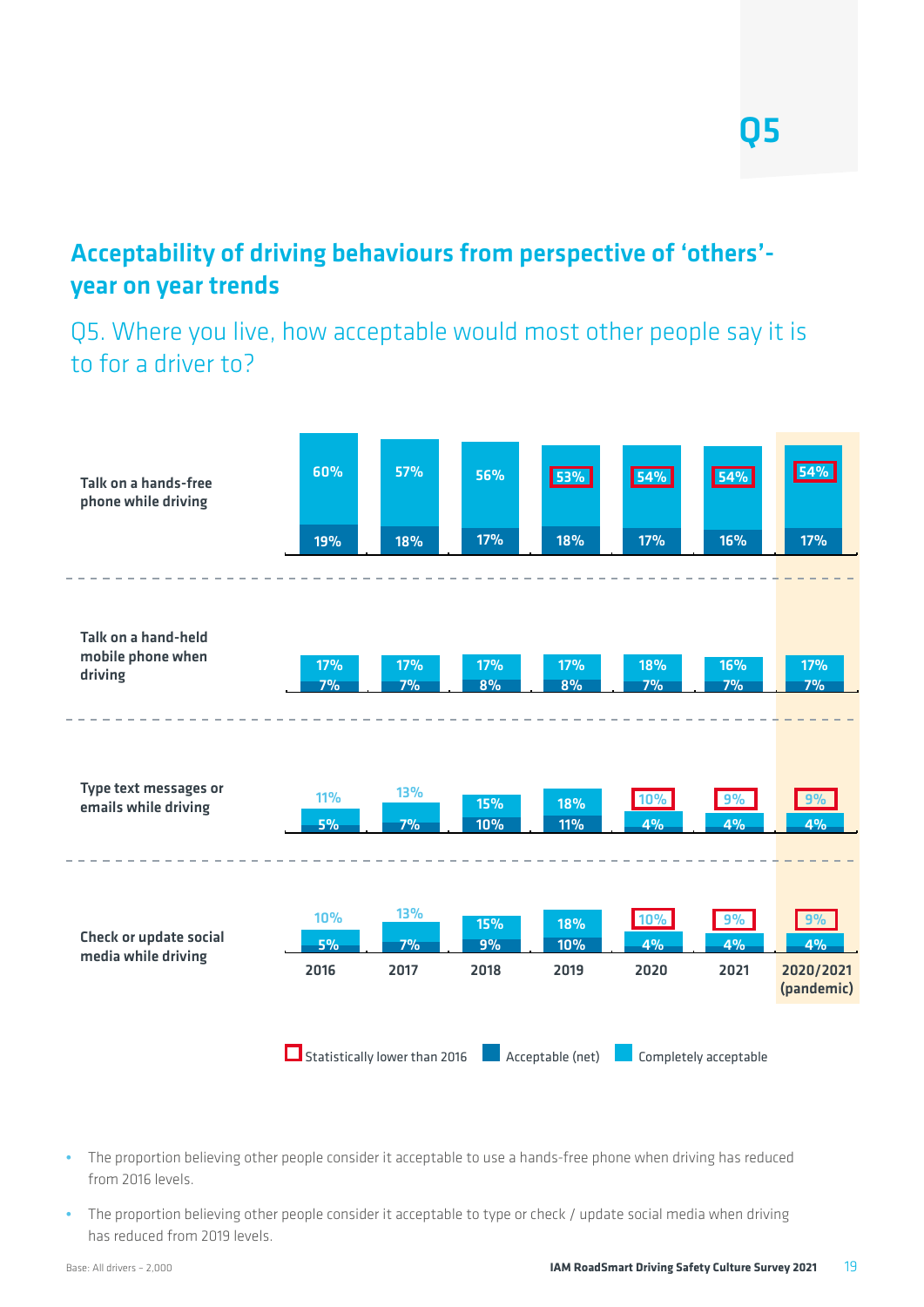# Q5

## Acceptability of driving behaviours from perspective of 'others'- year on year trends

### Q5. Where you live, how acceptable would most other people say it is to for a driver to?

| Behaviour | Measure | 2016 | 2017 | 2018 | 2019 | 2020 | 2021 | 2020/2021 (pandemic) |
|---|---|---|---|---|---|---|---|---|
| Talk on a hands-free phone while driving | Acceptable (net) | 60% | 57% | 56% | 53%* | 54%* | 54%* | 54%* |
| | Completely acceptable | 19% | 18% | 17% | 18% | 17% | 16% | 17% |
| Talk on a hand-held mobile phone when driving | Acceptable (net) | 17% | 17% | 17% | 17% | 18% | 16% | 17% |
| | Completely acceptable | 7% | 7% | 8% | 8% | 7% | 7% | 7% |
| Type text messages or emails while driving | Acceptable (net) | 11% | 13% | 15% | 18% | 10%* | 9%* | 9%* |
| | Completely acceptable | 5% | 7% | 10% | 11% | 4% | 4% | 4% |
| Check or update social media while driving | Acceptable (net) | 10% | 13% | 15% | 18% | 10%* | 9%* | 9%* |
| | Completely acceptable | 5% | 7% | 9% | 10% | 4% | 4% | 4% |

\* Statistically lower than 2016

- The proportion believing other people consider it acceptable to use a hands-free phone when driving has reduced from 2016 levels.
- The proportion believing other people consider it acceptable to type or check / update social media when driving has reduced from 2019 levels.

Base: All drivers – 2,000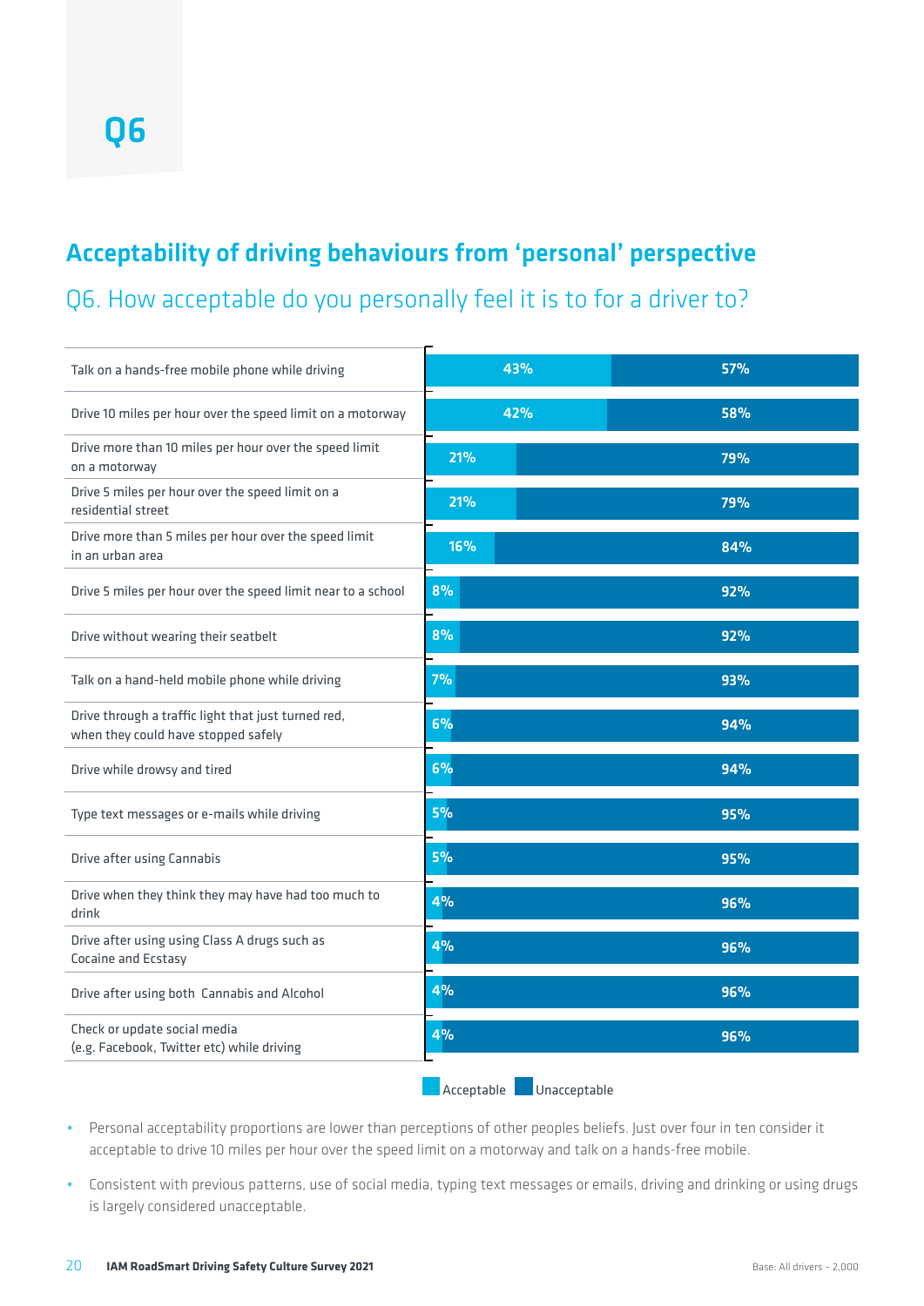Q6

## Acceptability of driving behaviours from 'personal' perspective

### Q6. How acceptable do you personally feel it is to for a driver to?

| Behaviour | Acceptable | Unacceptable |
|---|---|---|
| Talk on a hands-free mobile phone while driving | 43% | 57% |
| Drive 10 miles per hour over the speed limit on a motorway | 42% | 58% |
| Drive more than 10 miles per hour over the speed limit on a motorway | 21% | 79% |
| Drive 5 miles per hour over the speed limit on a residential street | 21% | 79% |
| Drive more than 5 miles per hour over the speed limit in an urban area | 16% | 84% |
| Drive 5 miles per hour over the speed limit near to a school | 8% | 92% |
| Drive without wearing their seatbelt | 8% | 92% |
| Talk on a hand-held mobile phone while driving | 7% | 93% |
| Drive through a traffic light that just turned red, when they could have stopped safely | 6% | 94% |
| Drive while drowsy and tired | 6% | 94% |
| Type text messages or e-mails while driving | 5% | 95% |
| Drive after using Cannabis | 5% | 95% |
| Drive when they think they may have had too much to drink | 4% | 96% |
| Drive after using using Class A drugs such as Cocaine and Ecstasy | 4% | 96% |
| Drive after using both Cannabis and Alcohol | 4% | 96% |
| Check or update social media (e.g. Facebook, Twitter etc) while driving | 4% | 96% |

- Personal acceptability proportions are lower than perceptions of other peoples beliefs. Just over four in ten consider it acceptable to drive 10 miles per hour over the speed limit on a motorway and talk on a hands-free mobile.
- Consistent with previous patterns, use of social media, typing text messages or emails, driving and drinking or using drugs is largely considered unacceptable.

Base: All drivers – 2,000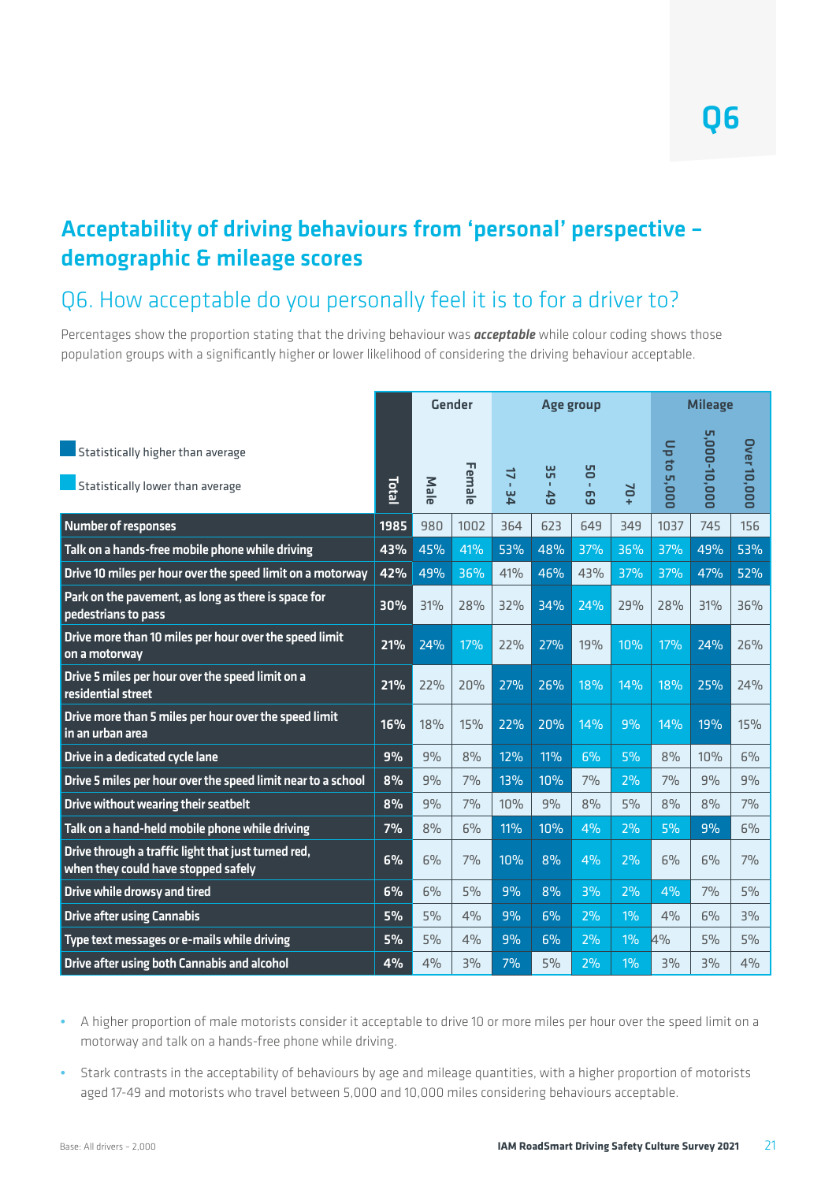Q6

## Acceptability of driving behaviours from 'personal' perspective – demographic & mileage scores

### Q6. How acceptable do you personally feel it is to for a driver to?

Percentages show the proportion stating that the driving behaviour was ***acceptable*** while colour coding shows those population groups with a significantly higher or lower likelihood of considering the driving behaviour acceptable.

Statistically higher than average

Statistically lower than average

| | Total | Gender | | Age group | | | | Mileage | | |
|---|---|---|---|---|---|---|---|---|---|---|
| | | Male | Female | 17 - 34 | 35 - 49 | 50 - 69 | 70+ | Up to 5,000 | 5,000-10,000 | Over 10,000 |
| Number of responses | 1985 | 980 | 1002 | 364 | 623 | 649 | 349 | 1037 | 745 | 156 |
| Talk on a hands-free mobile phone while driving | 43% | 45% | 41% | 53% | 48% | 37% | 36% | 37% | 49% | 53% |
| Drive 10 miles per hour over the speed limit on a motorway | 42% | 49% | 36% | 41% | 46% | 43% | 37% | 37% | 47% | 52% |
| Park on the pavement, as long as there is space for pedestrians to pass | 30% | 31% | 28% | 32% | 34% | 24% | 29% | 28% | 31% | 36% |
| Drive more than 10 miles per hour over the speed limit on a motorway | 21% | 24% | 17% | 22% | 27% | 19% | 10% | 17% | 24% | 26% |
| Drive 5 miles per hour over the speed limit on a residential street | 21% | 22% | 20% | 27% | 26% | 18% | 14% | 18% | 25% | 24% |
| Drive more than 5 miles per hour over the speed limit in an urban area | 16% | 18% | 15% | 22% | 20% | 14% | 9% | 14% | 19% | 15% |
| Drive in a dedicated cycle lane | 9% | 9% | 8% | 12% | 11% | 6% | 5% | 8% | 10% | 6% |
| Drive 5 miles per hour over the speed limit near to a school | 8% | 9% | 7% | 13% | 10% | 7% | 2% | 7% | 9% | 9% |
| Drive without wearing their seatbelt | 8% | 9% | 7% | 10% | 9% | 8% | 5% | 8% | 8% | 7% |
| Talk on a hand-held mobile phone while driving | 7% | 8% | 6% | 11% | 10% | 4% | 2% | 5% | 9% | 6% |
| Drive through a traffic light that just turned red, when they could have stopped safely | 6% | 6% | 7% | 10% | 8% | 4% | 2% | 6% | 6% | 7% |
| Drive while drowsy and tired | 6% | 6% | 5% | 9% | 8% | 3% | 2% | 4% | 7% | 5% |
| Drive after using Cannabis | 5% | 5% | 4% | 9% | 6% | 2% | 1% | 4% | 6% | 3% |
| Type text messages or e-mails while driving | 5% | 5% | 4% | 9% | 6% | 2% | 1% | 4% | 5% | 5% |
| Drive after using both Cannabis and alcohol | 4% | 4% | 3% | 7% | 5% | 2% | 1% | 3% | 3% | 4% |

- A higher proportion of male motorists consider it acceptable to drive 10 or more miles per hour over the speed limit on a motorway and talk on a hands-free phone while driving.
- Stark contrasts in the acceptability of behaviours by age and mileage quantities, with a higher proportion of motorists aged 17-49 and motorists who travel between 5,000 and 10,000 miles considering behaviours acceptable.

Base: All drivers – 2,000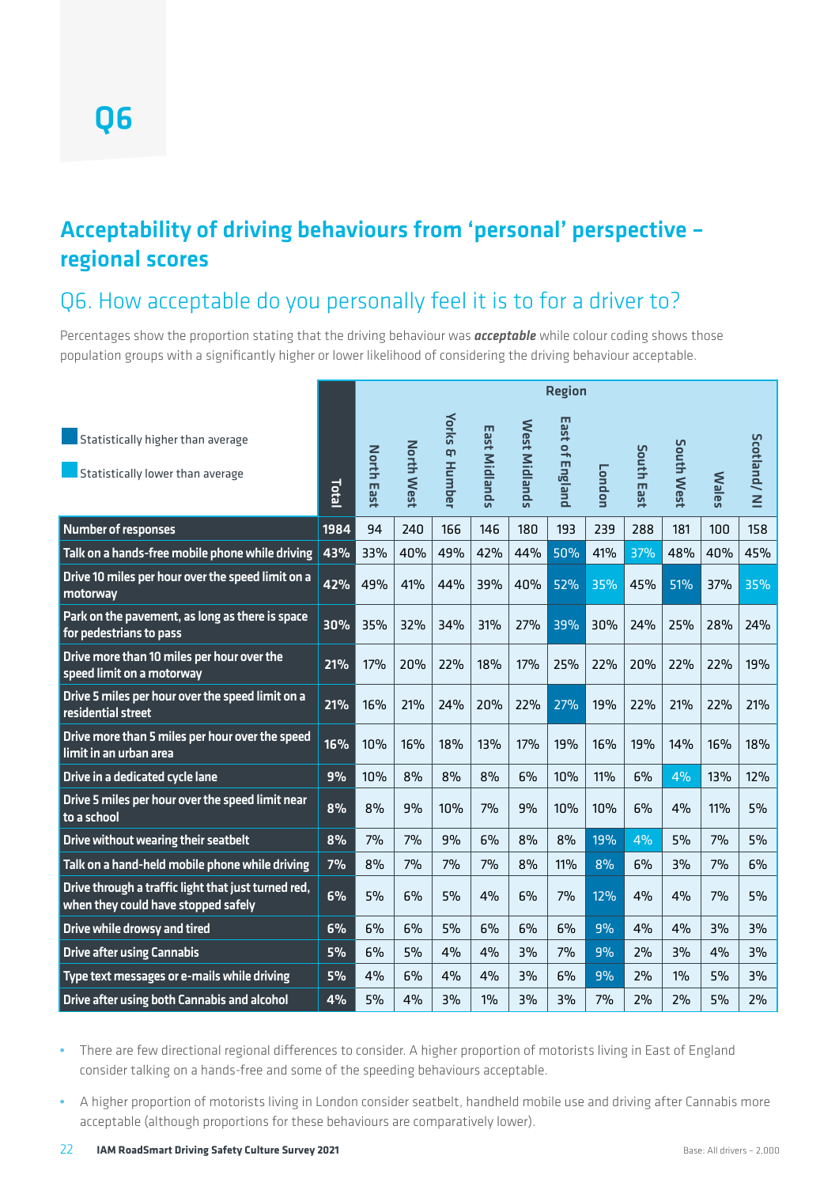# Q6

## Acceptability of driving behaviours from 'personal' perspective – regional scores

### Q6. How acceptable do you personally feel it is to for a driver to?

Percentages show the proportion stating that the driving behaviour was ***acceptable*** while colour coding shows those population groups with a significantly higher or lower likelihood of considering the driving behaviour acceptable.

Statistically higher than average (dark blue); Statistically lower than average (light blue)

| | Total | North East | North West | Yorks & Humber | East Midlands | West Midlands | East of England | London | South East | South West | Wales | Scotland/ NI |
|---|---|---|---|---|---|---|---|---|---|---|---|---|
| | | Region | | | | | | | | | | |
| **Number of responses** | 1984 | 94 | 240 | 166 | 146 | 180 | 193 | 239 | 288 | 181 | 100 | 158 |
| **Talk on a hands-free mobile phone while driving** | 43% | 33% | 40% | 49% | 42% | 44% | 50% | 41% | 37% | 48% | 40% | 45% |
| **Drive 10 miles per hour over the speed limit on a motorway** | 42% | 49% | 41% | 44% | 39% | 40% | 52% | 35% | 45% | 51% | 37% | 35% |
| **Park on the pavement, as long as there is space for pedestrians to pass** | 30% | 35% | 32% | 34% | 31% | 27% | 39% | 30% | 24% | 25% | 28% | 24% |
| **Drive more than 10 miles per hour over the speed limit on a motorway** | 21% | 17% | 20% | 22% | 18% | 17% | 25% | 22% | 20% | 22% | 22% | 19% |
| **Drive 5 miles per hour over the speed limit on a residential street** | 21% | 16% | 21% | 24% | 20% | 22% | 27% | 19% | 22% | 21% | 22% | 21% |
| **Drive more than 5 miles per hour over the speed limit in an urban area** | 16% | 10% | 16% | 18% | 13% | 17% | 19% | 16% | 19% | 14% | 16% | 18% |
| **Drive in a dedicated cycle lane** | 9% | 10% | 8% | 8% | 8% | 6% | 10% | 11% | 6% | 4% | 13% | 12% |
| **Drive 5 miles per hour over the speed limit near to a school** | 8% | 8% | 9% | 10% | 7% | 9% | 10% | 10% | 6% | 4% | 11% | 5% |
| **Drive without wearing their seatbelt** | 8% | 7% | 7% | 9% | 6% | 8% | 8% | 19% | 4% | 5% | 7% | 5% |
| **Talk on a hand-held mobile phone while driving** | 7% | 8% | 7% | 7% | 7% | 8% | 11% | 8% | 6% | 3% | 7% | 6% |
| **Drive through a traffic light that just turned red, when they could have stopped safely** | 6% | 5% | 6% | 5% | 4% | 6% | 7% | 12% | 4% | 4% | 7% | 5% |
| **Drive while drowsy and tired** | 6% | 6% | 6% | 5% | 6% | 6% | 6% | 9% | 4% | 4% | 3% | 3% |
| **Drive after using Cannabis** | 5% | 6% | 5% | 4% | 4% | 3% | 7% | 9% | 2% | 3% | 4% | 3% |
| **Type text messages or e-mails while driving** | 5% | 4% | 6% | 4% | 4% | 3% | 6% | 9% | 2% | 1% | 5% | 3% |
| **Drive after using both Cannabis and alcohol** | 4% | 5% | 4% | 3% | 1% | 3% | 3% | 7% | 2% | 2% | 5% | 2% |

- There are few directional regional differences to consider. A higher proportion of motorists living in East of England consider talking on a hands-free and some of the speeding behaviours acceptable.
- A higher proportion of motorists living in London consider seatbelt, handheld mobile use and driving after Cannabis more acceptable (although proportions for these behaviours are comparatively lower).

Base: All drivers – 2,000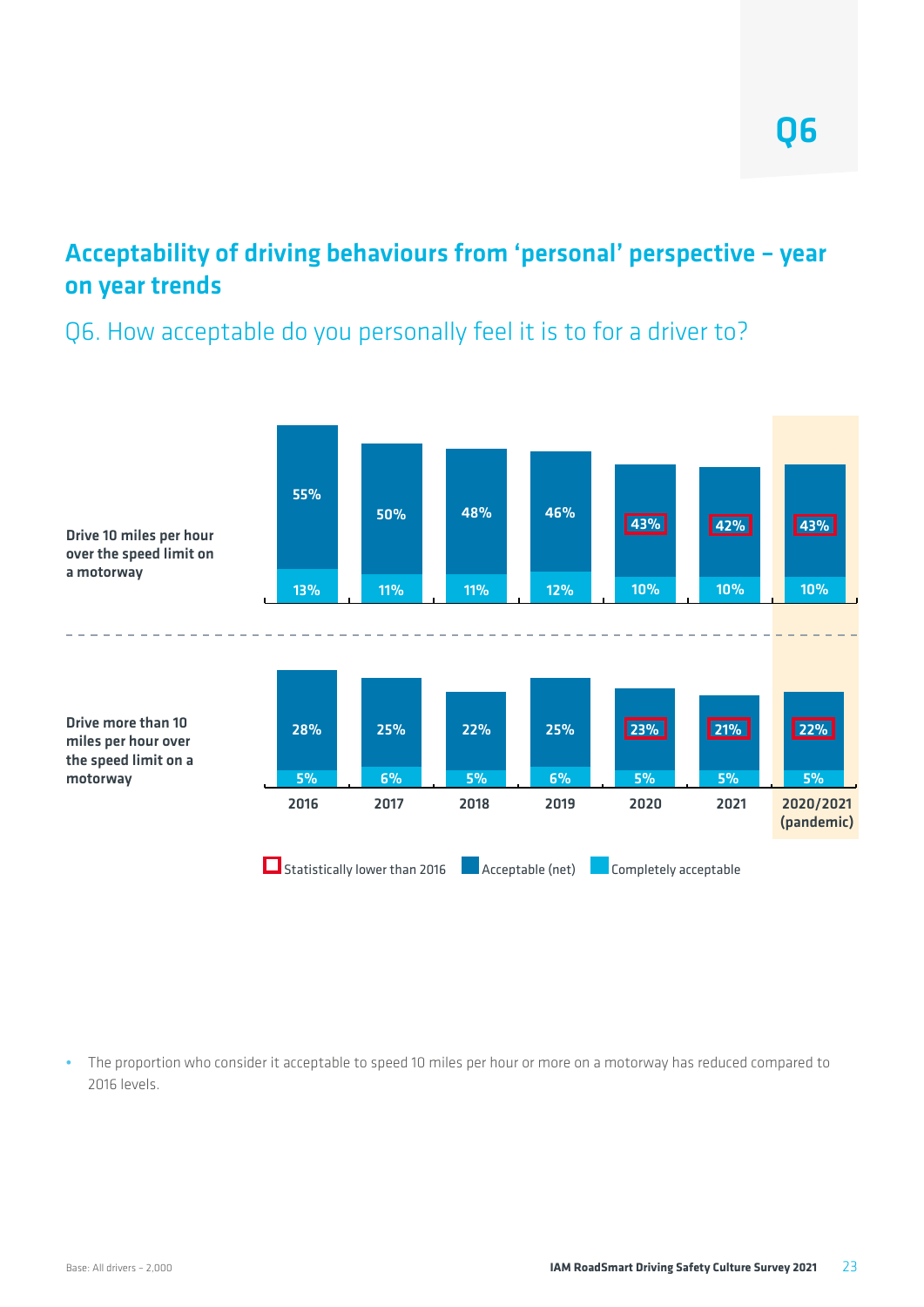Q6

## Acceptability of driving behaviours from 'personal' perspective – year on year trends

Q6. How acceptable do you personally feel it is to for a driver to?

| | | 2016 | 2017 | 2018 | 2019 | 2020 | 2021 | 2020/2021 (pandemic) |
|---|---|---|---|---|---|---|---|---|
| Drive 10 miles per hour over the speed limit on a motorway | Acceptable (net) | 55% | 50% | 48% | 46% | 43%* | 42%* | 43%* |
| | Completely acceptable | 13% | 11% | 11% | 12% | 10% | 10% | 10% |
| Drive more than 10 miles per hour over the speed limit on a motorway | Acceptable (net) | 28% | 25% | 22% | 25% | 23%* | 21%* | 22%* |
| | Completely acceptable | 5% | 6% | 5% | 6% | 5% | 5% | 5% |

\* Statistically lower than 2016

- The proportion who consider it acceptable to speed 10 miles per hour or more on a motorway has reduced compared to 2016 levels.

Base: All drivers – 2,000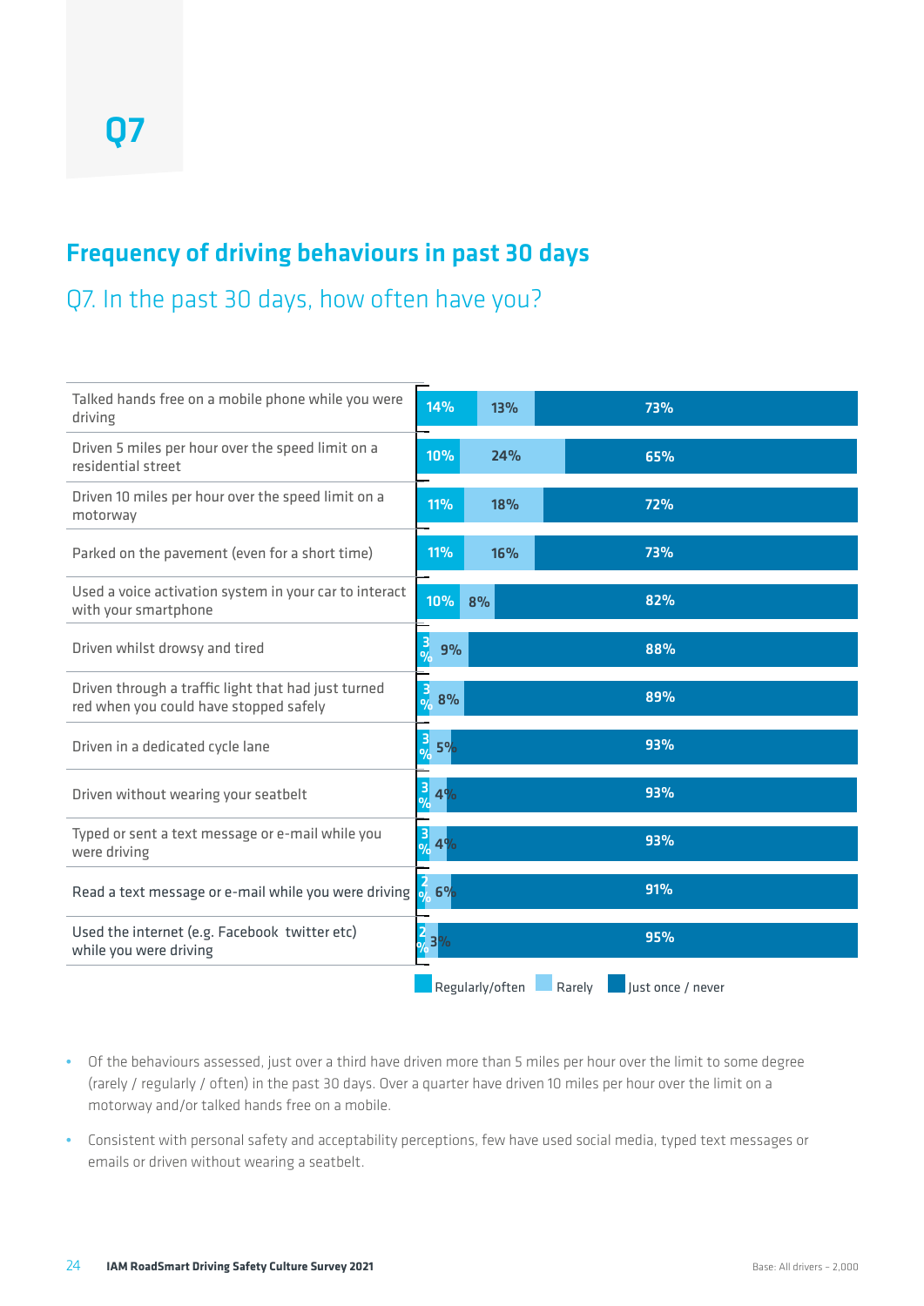# Q7

## Frequency of driving behaviours in past 30 days

### Q7. In the past 30 days, how often have you?

| Behaviour | Regularly/often | Rarely | Just once / never |
|---|---|---|---|
| Talked hands free on a mobile phone while you were driving | 14% | 13% | 73% |
| Driven 5 miles per hour over the speed limit on a residential street | 10% | 24% | 65% |
| Driven 10 miles per hour over the speed limit on a motorway | 11% | 18% | 72% |
| Parked on the pavement (even for a short time) | 11% | 16% | 73% |
| Used a voice activation system in your car to interact with your smartphone | 10% | 8% | 82% |
| Driven whilst drowsy and tired | 3% | 9% | 88% |
| Driven through a traffic light that had just turned red when you could have stopped safely | 3% | 8% | 89% |
| Driven in a dedicated cycle lane | 3% | 5% | 93% |
| Driven without wearing your seatbelt | 3% | 4% | 93% |
| Typed or sent a text message or e-mail while you were driving | 3% | 4% | 93% |
| Read a text message or e-mail while you were driving | 2% | 6% | 91% |
| Used the internet (e.g. Facebook twitter etc) while you were driving | 2% | 3% | 95% |

- Of the behaviours assessed, just over a third have driven more than 5 miles per hour over the limit to some degree (rarely / regularly / often) in the past 30 days. Over a quarter have driven 10 miles per hour over the limit on a motorway and/or talked hands free on a mobile.
- Consistent with personal safety and acceptability perceptions, few have used social media, typed text messages or emails or driven without wearing a seatbelt.

Base: All drivers – 2,000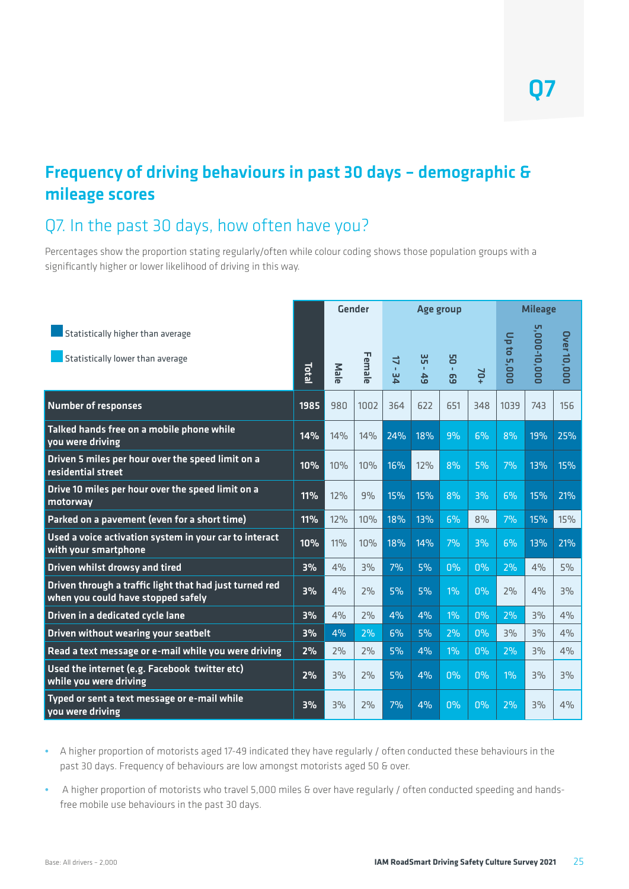Q7

## Frequency of driving behaviours in past 30 days – demographic & mileage scores

### Q7. In the past 30 days, how often have you?

Percentages show the proportion stating regularly/often while colour coding shows those population groups with a significantly higher or lower likelihood of driving in this way.

Statistically higher than average

Statistically lower than average

| | Total | Gender | | Age group | | | | Mileage | | |
|---|---|---|---|---|---|---|---|---|---|---|
| | | Male | Female | 17 - 34 | 35 - 49 | 50 - 69 | 70+ | Up to 5,000 | 5,000-10,000 | Over 10,000 |
| Number of responses | 1985 | 980 | 1002 | 364 | 622 | 651 | 348 | 1039 | 743 | 156 |
| Talked hands free on a mobile phone while you were driving | 14% | 14% | 14% | 24% | 18% | 9% | 6% | 8% | 19% | 25% |
| Driven 5 miles per hour over the speed limit on a residential street | 10% | 10% | 10% | 16% | 12% | 8% | 5% | 7% | 13% | 15% |
| Drive 10 miles per hour over the speed limit on a motorway | 11% | 12% | 9% | 15% | 15% | 8% | 3% | 6% | 15% | 21% |
| Parked on a pavement (even for a short time) | 11% | 12% | 10% | 18% | 13% | 6% | 8% | 7% | 15% | 15% |
| Used a voice activation system in your car to interact with your smartphone | 10% | 11% | 10% | 18% | 14% | 7% | 3% | 6% | 13% | 21% |
| Driven whilst drowsy and tired | 3% | 4% | 3% | 7% | 5% | 0% | 0% | 2% | 4% | 5% |
| Driven through a traffic light that had just turned red when you could have stopped safely | 3% | 4% | 2% | 5% | 5% | 1% | 0% | 2% | 4% | 3% |
| Driven in a dedicated cycle lane | 3% | 4% | 2% | 4% | 4% | 1% | 0% | 2% | 3% | 4% |
| Driven without wearing your seatbelt | 3% | 4% | 2% | 6% | 5% | 2% | 0% | 3% | 3% | 4% |
| Read a text message or e-mail while you were driving | 2% | 2% | 2% | 5% | 4% | 1% | 0% | 2% | 3% | 4% |
| Used the internet (e.g. Facebook twitter etc) while you were driving | 2% | 3% | 2% | 5% | 4% | 0% | 0% | 1% | 3% | 3% |
| Typed or sent a text message or e-mail while you were driving | 3% | 3% | 2% | 7% | 4% | 0% | 0% | 2% | 3% | 4% |

- A higher proportion of motorists aged 17-49 indicated they have regularly / often conducted these behaviours in the past 30 days. Frequency of behaviours are low amongst motorists aged 50 & over.
- A higher proportion of motorists who travel 5,000 miles & over have regularly / often conducted speeding and hands-free mobile use behaviours in the past 30 days.

Base: All drivers – 2,000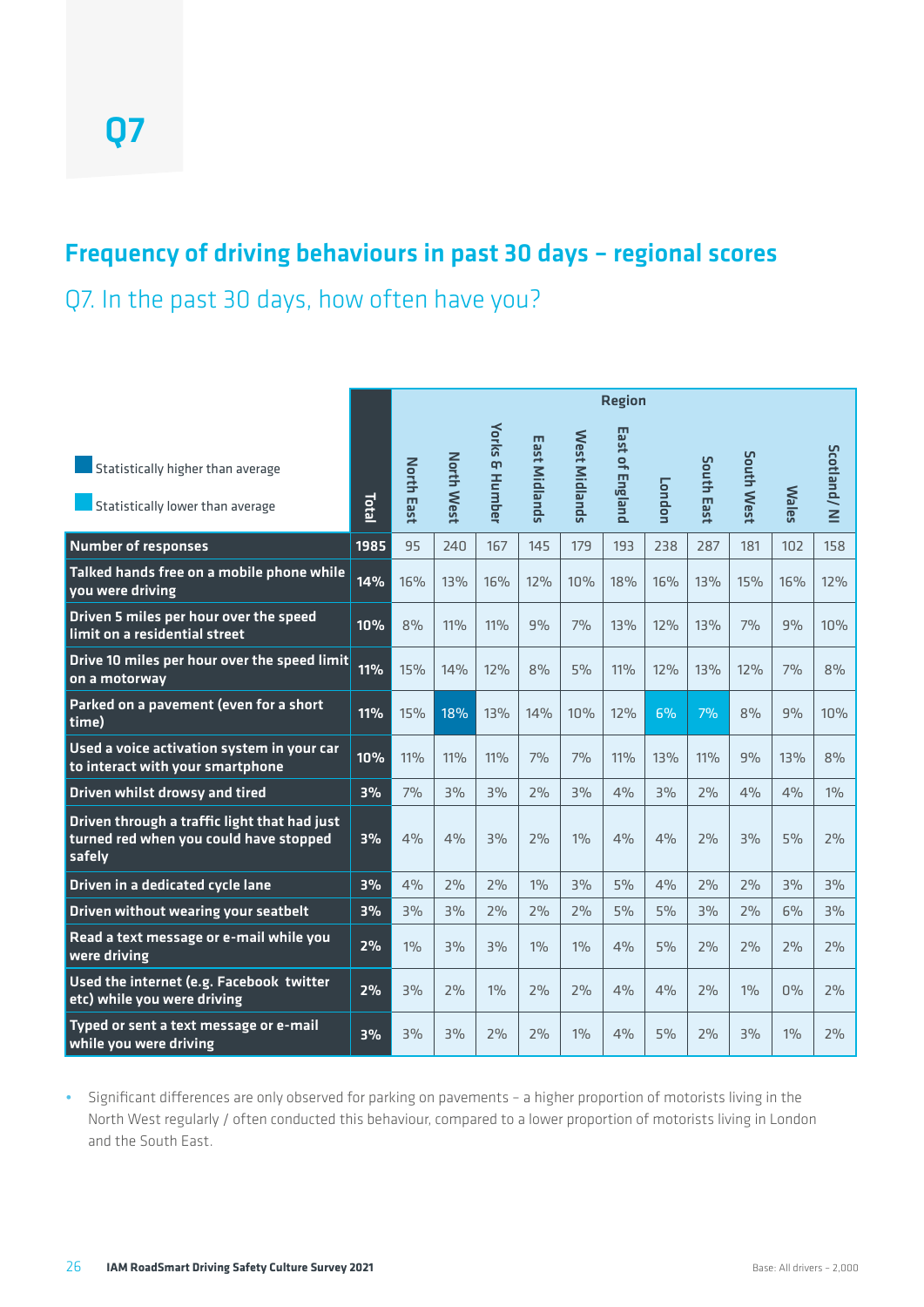# Q7

## Frequency of driving behaviours in past 30 days – regional scores

Q7. In the past 30 days, how often have you?

Statistically higher than average

Statistically lower than average

| | Total | Region | | | | | | | | | | |
|---|---|---|---|---|---|---|---|---|---|---|---|---|
| | | North East | North West | Yorks & Humber | East Midlands | West Midlands | East of England | London | South East | South West | Wales | Scotland / NI |
| **Number of responses** | **1985** | 95 | 240 | 167 | 145 | 179 | 193 | 238 | 287 | 181 | 102 | 158 |
| **Talked hands free on a mobile phone while you were driving** | **14%** | 16% | 13% | 16% | 12% | 10% | 18% | 16% | 13% | 15% | 16% | 12% |
| **Driven 5 miles per hour over the speed limit on a residential street** | **10%** | 8% | 11% | 11% | 9% | 7% | 13% | 12% | 13% | 7% | 9% | 10% |
| **Drive 10 miles per hour over the speed limit on a motorway** | **11%** | 15% | 14% | 12% | 8% | 5% | 11% | 12% | 13% | 12% | 7% | 8% |
| **Parked on a pavement (even for a short time)** | **11%** | 15% | 18% | 13% | 14% | 10% | 12% | 6% | 7% | 8% | 9% | 10% |
| **Used a voice activation system in your car to interact with your smartphone** | **10%** | 11% | 11% | 11% | 7% | 7% | 11% | 13% | 11% | 9% | 13% | 8% |
| **Driven whilst drowsy and tired** | **3%** | 7% | 3% | 3% | 2% | 3% | 4% | 3% | 2% | 4% | 4% | 1% |
| **Driven through a traffic light that had just turned red when you could have stopped safely** | **3%** | 4% | 4% | 3% | 2% | 1% | 4% | 4% | 2% | 3% | 5% | 2% |
| **Driven in a dedicated cycle lane** | **3%** | 4% | 2% | 2% | 1% | 3% | 5% | 4% | 2% | 2% | 3% | 3% |
| **Driven without wearing your seatbelt** | **3%** | 3% | 3% | 2% | 2% | 2% | 5% | 5% | 3% | 2% | 6% | 3% |
| **Read a text message or e-mail while you were driving** | **2%** | 1% | 3% | 3% | 1% | 1% | 4% | 5% | 2% | 2% | 2% | 2% |
| **Used the internet (e.g. Facebook twitter etc) while you were driving** | **2%** | 3% | 2% | 1% | 2% | 2% | 4% | 4% | 2% | 1% | 0% | 2% |
| **Typed or sent a text message or e-mail while you were driving** | **3%** | 3% | 3% | 2% | 2% | 1% | 4% | 5% | 2% | 3% | 1% | 2% |

- Significant differences are only observed for parking on pavements – a higher proportion of motorists living in the North West regularly / often conducted this behaviour, compared to a lower proportion of motorists living in London and the South East.

Base: All drivers – 2,000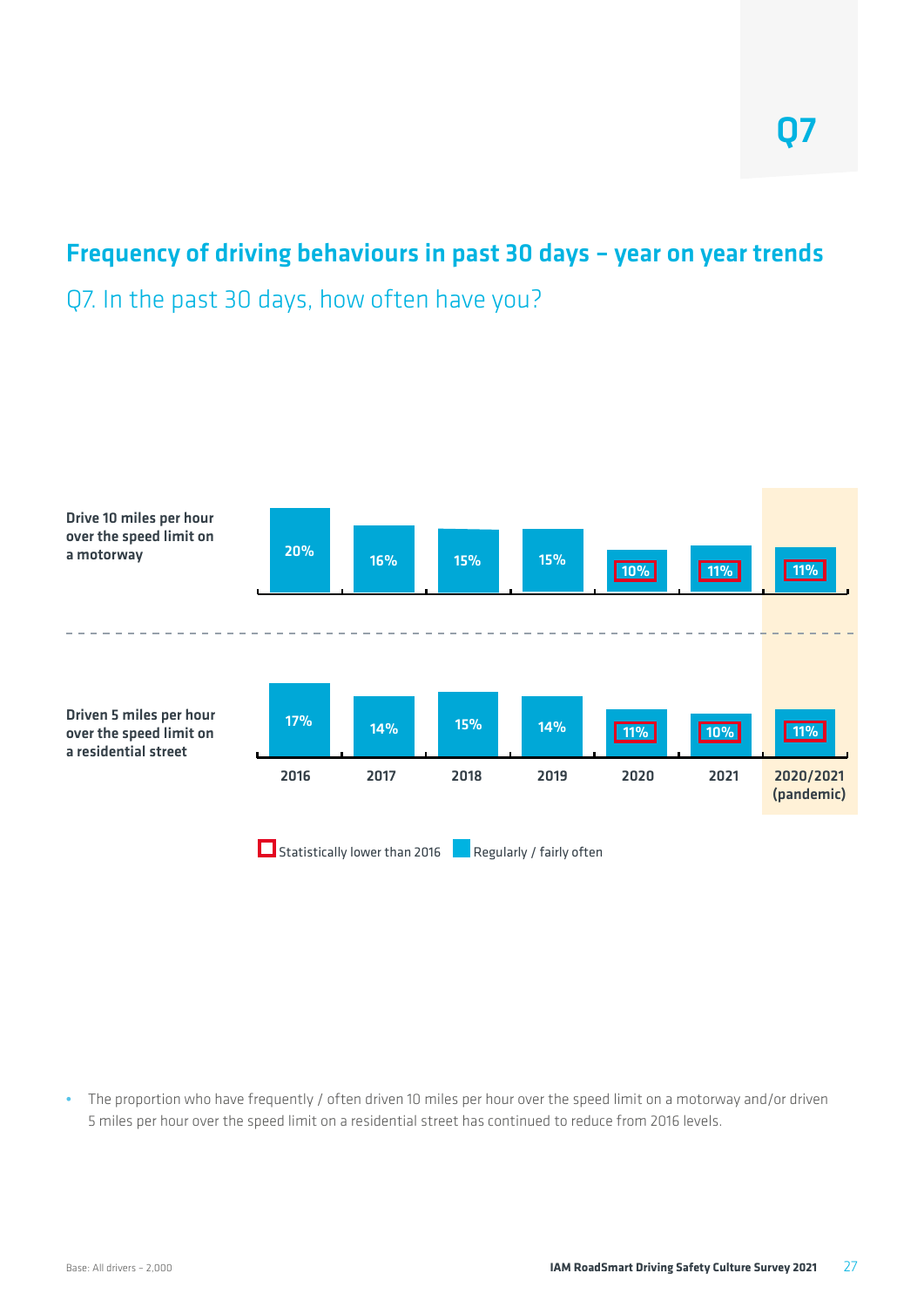# Q7

## Frequency of driving behaviours in past 30 days – year on year trends

### Q7. In the past 30 days, how often have you?

| | 2016 | 2017 | 2018 | 2019 | 2020 | 2021 | 2020/2021 (pandemic) |
|---|---|---|---|---|---|---|---|
| Drive 10 miles per hour over the speed limit on a motorway | 20% | 16% | 15% | 15% | 10%* | 11%* | 11%* |
| Driven 5 miles per hour over the speed limit on a residential street | 17% | 14% | 15% | 14% | 11%* | 10%* | 11%* |

\* Statistically lower than 2016

Values shown: Regularly / fairly often

- The proportion who have frequently / often driven 10 miles per hour over the speed limit on a motorway and/or driven 5 miles per hour over the speed limit on a residential street has continued to reduce from 2016 levels.

Base: All drivers – 2,000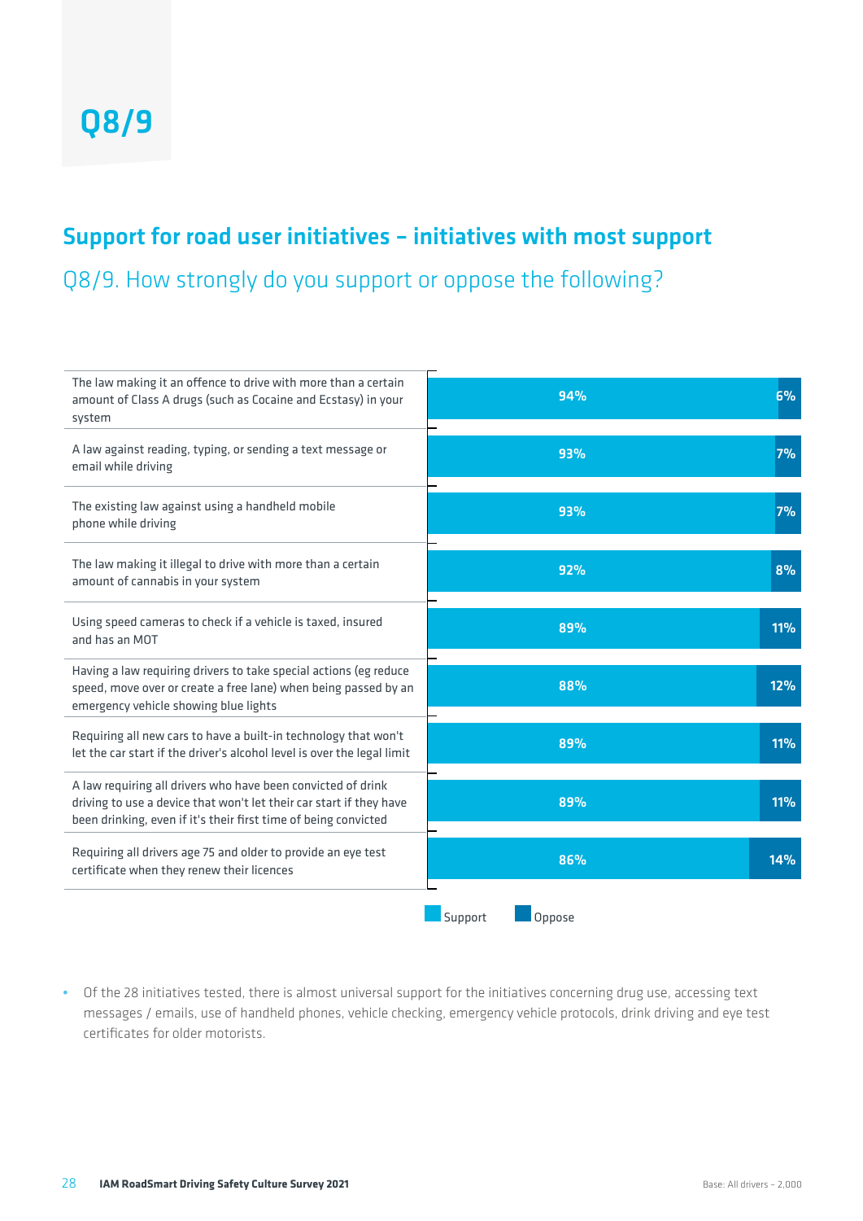# Q8/9

## Support for road user initiatives – initiatives with most support

### Q8/9. How strongly do you support or oppose the following?

| Initiative | Support | Oppose |
|---|---|---|
| The law making it an offence to drive with more than a certain amount of Class A drugs (such as Cocaine and Ecstasy) in your system | 94% | 6% |
| A law against reading, typing, or sending a text message or email while driving | 93% | 7% |
| The existing law against using a handheld mobile phone while driving | 93% | 7% |
| The law making it illegal to drive with more than a certain amount of cannabis in your system | 92% | 8% |
| Using speed cameras to check if a vehicle is taxed, insured and has an MOT | 89% | 11% |
| Having a law requiring drivers to take special actions (eg reduce speed, move over or create a free lane) when being passed by an emergency vehicle showing blue lights | 88% | 12% |
| Requiring all new cars to have a built-in technology that won't let the car start if the driver's alcohol level is over the legal limit | 89% | 11% |
| A law requiring all drivers who have been convicted of drink driving to use a device that won't let their car start if they have been drinking, even if it's their first time of being convicted | 89% | 11% |
| Requiring all drivers age 75 and older to provide an eye test certificate when they renew their licences | 86% | 14% |

- Of the 28 initiatives tested, there is almost universal support for the initiatives concerning drug use, accessing text messages / emails, use of handheld phones, vehicle checking, emergency vehicle protocols, drink driving and eye test certificates for older motorists.

Base: All drivers – 2,000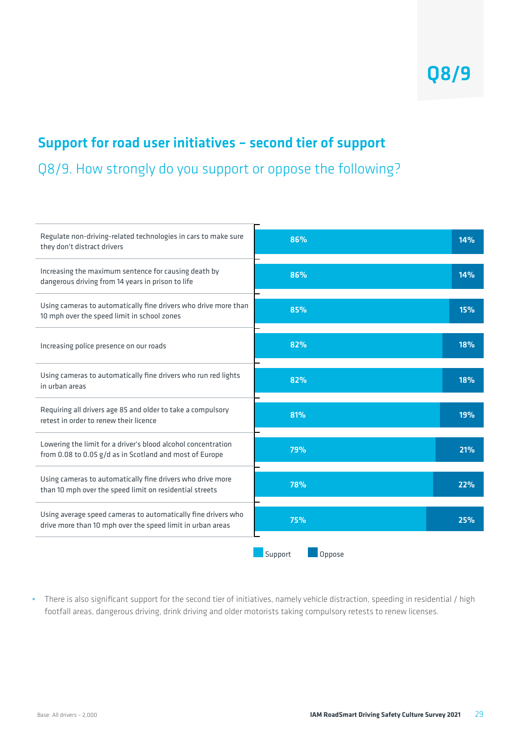# Q8/9

## Support for road user initiatives – second tier of support

### Q8/9. How strongly do you support or oppose the following?

| Initiative | Support | Oppose |
|---|---|---|
| Regulate non-driving-related technologies in cars to make sure they don't distract drivers | 86% | 14% |
| Increasing the maximum sentence for causing death by dangerous driving from 14 years in prison to life | 86% | 14% |
| Using cameras to automatically fine drivers who drive more than 10 mph over the speed limit in school zones | 85% | 15% |
| Increasing police presence on our roads | 82% | 18% |
| Using cameras to automatically fine drivers who run red lights in urban areas | 82% | 18% |
| Requiring all drivers age 85 and older to take a compulsory retest in order to renew their licence | 81% | 19% |
| Lowering the limit for a driver's blood alcohol concentration from 0.08 to 0.05 g/d as in Scotland and most of Europe | 79% | 21% |
| Using cameras to automatically fine drivers who drive more than 10 mph over the speed limit on residential streets | 78% | 22% |
| Using average speed cameras to automatically fine drivers who drive more than 10 mph over the speed limit in urban areas | 75% | 25% |

- There is also significant support for the second tier of initiatives, namely vehicle distraction, speeding in residential / high footfall areas, dangerous driving, drink driving and older motorists taking compulsory retests to renew licenses.

Base: All drivers – 2,000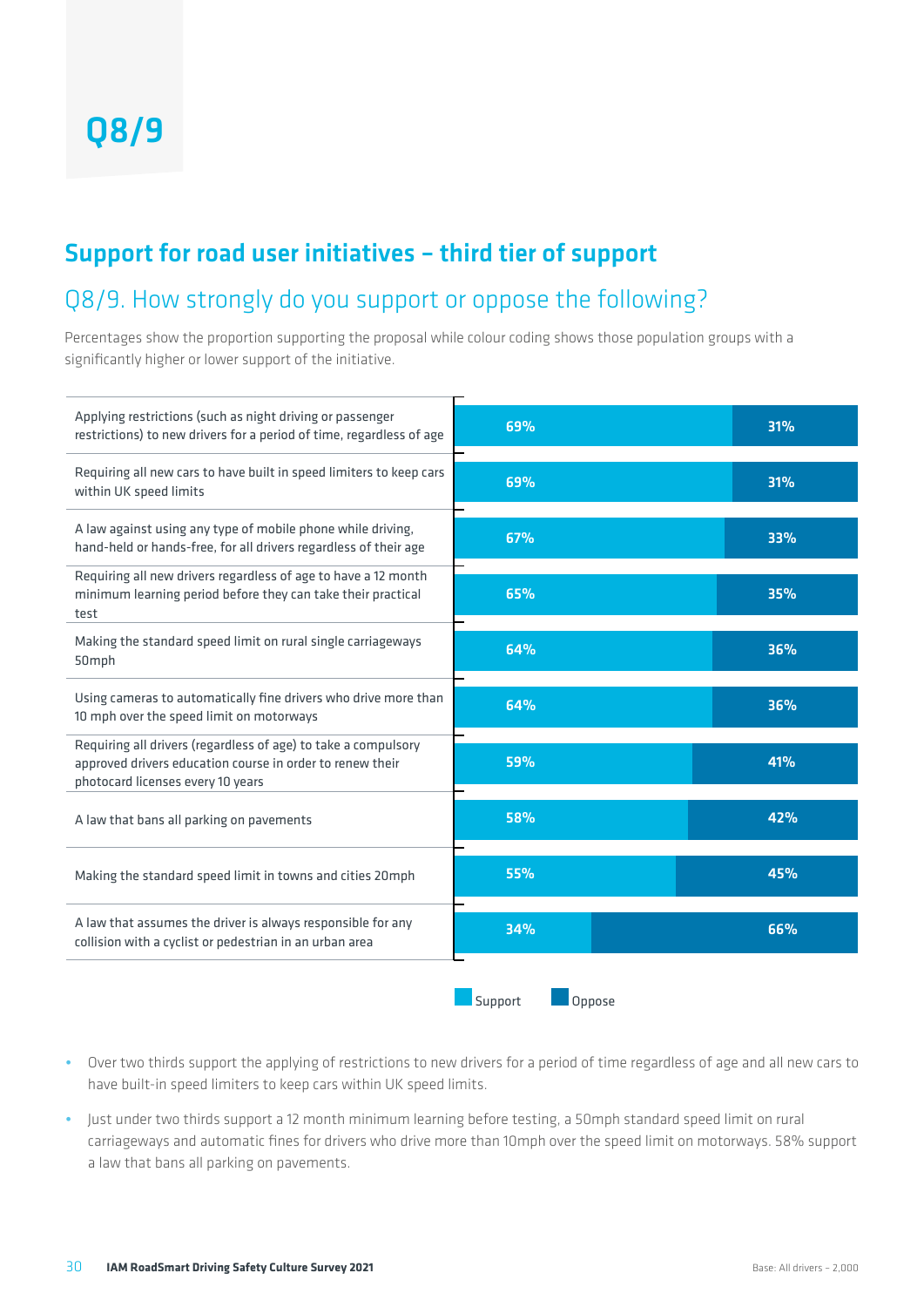# Q8/9

## Support for road user initiatives – third tier of support

### Q8/9. How strongly do you support or oppose the following?

Percentages show the proportion supporting the proposal while colour coding shows those population groups with a significantly higher or lower support of the initiative.

| Initiative | Support | Oppose |
|---|---|---|
| Applying restrictions (such as night driving or passenger restrictions) to new drivers for a period of time, regardless of age | 69% | 31% |
| Requiring all new cars to have built in speed limiters to keep cars within UK speed limits | 69% | 31% |
| A law against using any type of mobile phone while driving, hand-held or hands-free, for all drivers regardless of their age | 67% | 33% |
| Requiring all new drivers regardless of age to have a 12 month minimum learning period before they can take their practical test | 65% | 35% |
| Making the standard speed limit on rural single carriageways 50mph | 64% | 36% |
| Using cameras to automatically fine drivers who drive more than 10 mph over the speed limit on motorways | 64% | 36% |
| Requiring all drivers (regardless of age) to take a compulsory approved drivers education course in order to renew their photocard licenses every 10 years | 59% | 41% |
| A law that bans all parking on pavements | 58% | 42% |
| Making the standard speed limit in towns and cities 20mph | 55% | 45% |
| A law that assumes the driver is always responsible for any collision with a cyclist or pedestrian in an urban area | 34% | 66% |

- Over two thirds support the applying of restrictions to new drivers for a period of time regardless of age and all new cars to have built-in speed limiters to keep cars within UK speed limits.
- Just under two thirds support a 12 month minimum learning before testing, a 50mph standard speed limit on rural carriageways and automatic fines for drivers who drive more than 10mph over the speed limit on motorways. 58% support a law that bans all parking on pavements.

Base: All drivers – 2,000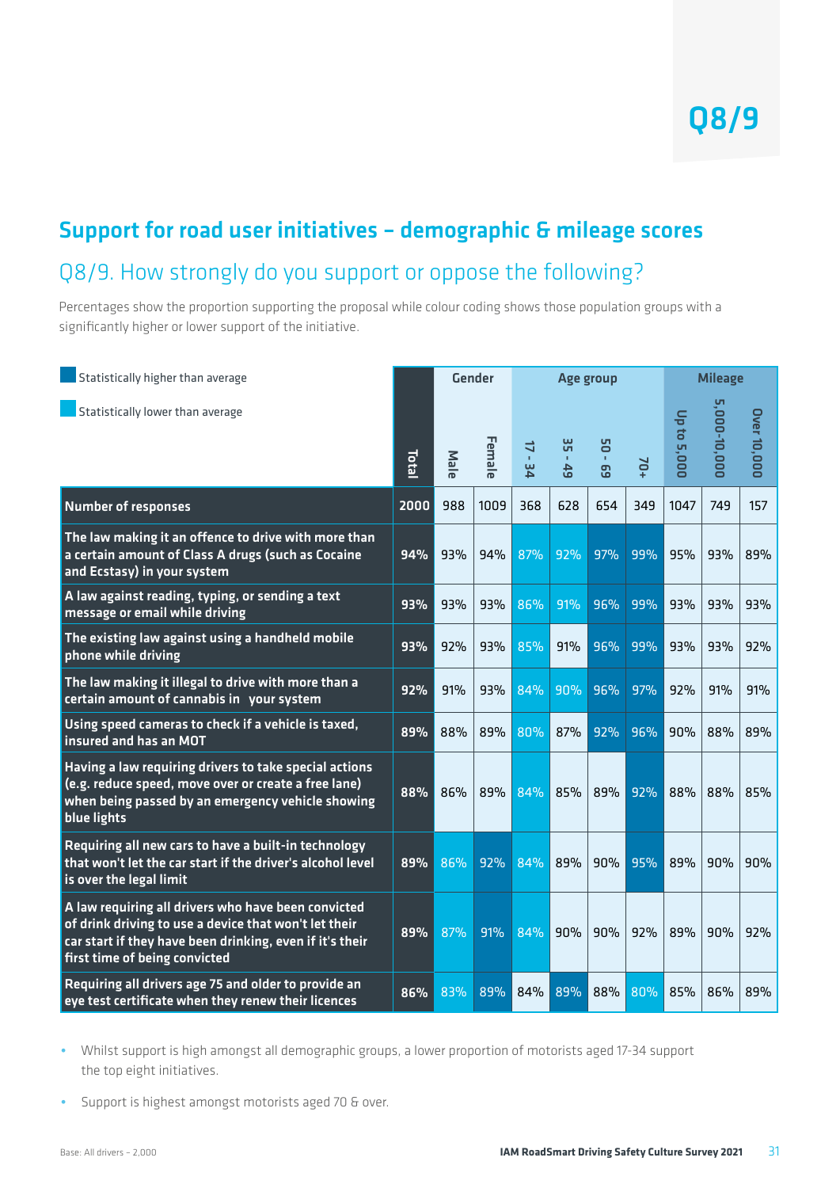Q8/9

## Support for road user initiatives – demographic & mileage scores

### Q8/9. How strongly do you support or oppose the following?

Percentages show the proportion supporting the proposal while colour coding shows those population groups with a significantly higher or lower support of the initiative.

Statistically higher than average

Statistically lower than average

| | Total | Gender | | Age group | | | | Mileage | | |
|---|---|---|---|---|---|---|---|---|---|---|
| | | Male | Female | 17 - 34 | 35 - 49 | 50 - 69 | 70+ | Up to 5,000 | 5,000-10,000 | Over 10,000 |
| Number of responses | 2000 | 988 | 1009 | 368 | 628 | 654 | 349 | 1047 | 749 | 157 |
| The law making it an offence to drive with more than a certain amount of Class A drugs (such as Cocaine and Ecstasy) in your system | 94% | 93% | 94% | 87% | 92% | 97% | 99% | 95% | 93% | 89% |
| A law against reading, typing, or sending a text message or email while driving | 93% | 93% | 93% | 86% | 91% | 96% | 99% | 93% | 93% | 93% |
| The existing law against using a handheld mobile phone while driving | 93% | 92% | 93% | 85% | 91% | 96% | 99% | 93% | 93% | 92% |
| The law making it illegal to drive with more than a certain amount of cannabis in your system | 92% | 91% | 93% | 84% | 90% | 96% | 97% | 92% | 91% | 91% |
| Using speed cameras to check if a vehicle is taxed, insured and has an MOT | 89% | 88% | 89% | 80% | 87% | 92% | 96% | 90% | 88% | 89% |
| Having a law requiring drivers to take special actions (e.g. reduce speed, move over or create a free lane) when being passed by an emergency vehicle showing blue lights | 88% | 86% | 89% | 84% | 85% | 89% | 92% | 88% | 88% | 85% |
| Requiring all new cars to have a built-in technology that won't let the car start if the driver's alcohol level is over the legal limit | 89% | 86% | 92% | 84% | 89% | 90% | 95% | 89% | 90% | 90% |
| A law requiring all drivers who have been convicted of drink driving to use a device that won't let their car start if they have been drinking, even if it's their first time of being convicted | 89% | 87% | 91% | 84% | 90% | 90% | 92% | 89% | 90% | 92% |
| Requiring all drivers age 75 and older to provide an eye test certificate when they renew their licences | 86% | 83% | 89% | 84% | 89% | 88% | 80% | 85% | 86% | 89% |

- Whilst support is high amongst all demographic groups, a lower proportion of motorists aged 17-34 support the top eight initiatives.
- Support is highest amongst motorists aged 70 & over.

Base: All drivers – 2,000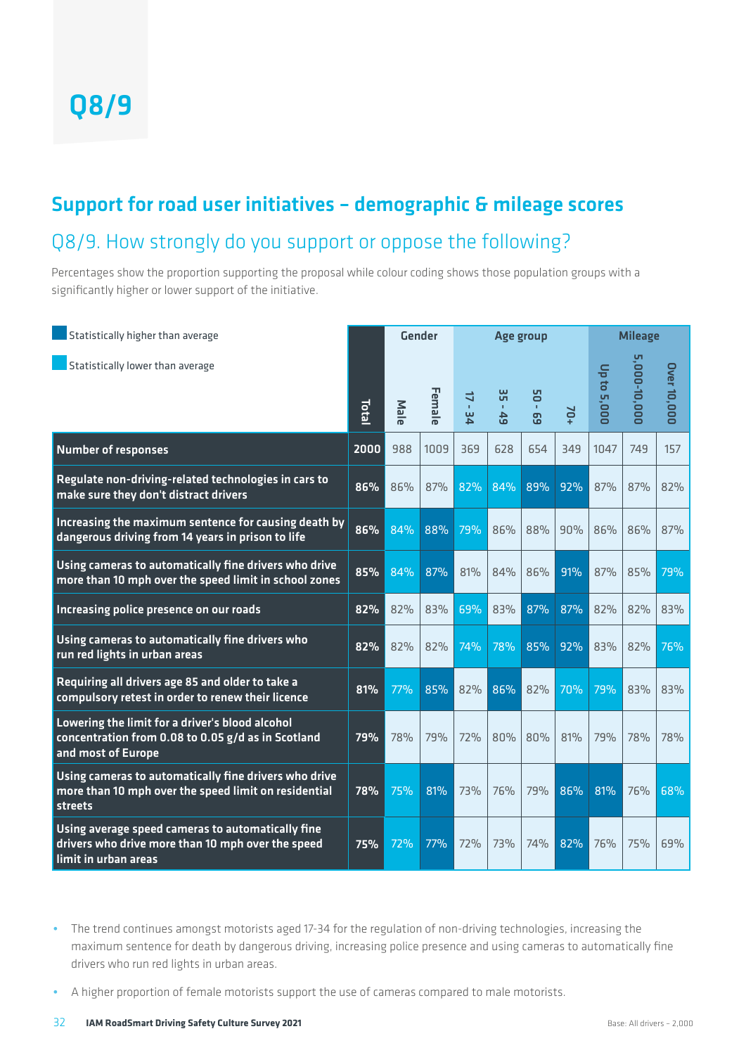# Q8/9

## Support for road user initiatives – demographic & mileage scores

### Q8/9. How strongly do you support or oppose the following?

Percentages show the proportion supporting the proposal while colour coding shows those population groups with a significantly higher or lower support of the initiative.

Statistically higher than average

Statistically lower than average

| | Total | Gender | | Age group | | | | Mileage | | |
|---|---|---|---|---|---|---|---|---|---|---|
| | | Male | Female | 17 - 34 | 35 - 49 | 50 - 69 | 70+ | Up to 5,000 | 5,000-10,000 | Over 10,000 |
| **Number of responses** | 2000 | 988 | 1009 | 369 | 628 | 654 | 349 | 1047 | 749 | 157 |
| **Regulate non-driving-related technologies in cars to make sure they don't distract drivers** | 86% | 86% | 87% | 82% | 84% | 89% | 92% | 87% | 87% | 82% |
| **Increasing the maximum sentence for causing death by dangerous driving from 14 years in prison to life** | 86% | 84% | 88% | 79% | 86% | 88% | 90% | 86% | 86% | 87% |
| **Using cameras to automatically fine drivers who drive more than 10 mph over the speed limit in school zones** | 85% | 84% | 87% | 81% | 84% | 86% | 91% | 87% | 85% | 79% |
| **Increasing police presence on our roads** | 82% | 82% | 83% | 69% | 83% | 87% | 87% | 82% | 82% | 83% |
| **Using cameras to automatically fine drivers who run red lights in urban areas** | 82% | 82% | 82% | 74% | 78% | 85% | 92% | 83% | 82% | 76% |
| **Requiring all drivers age 85 and older to take a compulsory retest in order to renew their licence** | 81% | 77% | 85% | 82% | 86% | 82% | 70% | 79% | 83% | 83% |
| **Lowering the limit for a driver's blood alcohol concentration from 0.08 to 0.05 g/d as in Scotland and most of Europe** | 79% | 78% | 79% | 72% | 80% | 80% | 81% | 79% | 78% | 78% |
| **Using cameras to automatically fine drivers who drive more than 10 mph over the speed limit on residential streets** | 78% | 75% | 81% | 73% | 76% | 79% | 86% | 81% | 76% | 68% |
| **Using average speed cameras to automatically fine drivers who drive more than 10 mph over the speed limit in urban areas** | 75% | 72% | 77% | 72% | 73% | 74% | 82% | 76% | 75% | 69% |

- The trend continues amongst motorists aged 17-34 for the regulation of non-driving technologies, increasing the maximum sentence for death by dangerous driving, increasing police presence and using cameras to automatically fine drivers who run red lights in urban areas.
- A higher proportion of female motorists support the use of cameras compared to male motorists.

Base: All drivers – 2,000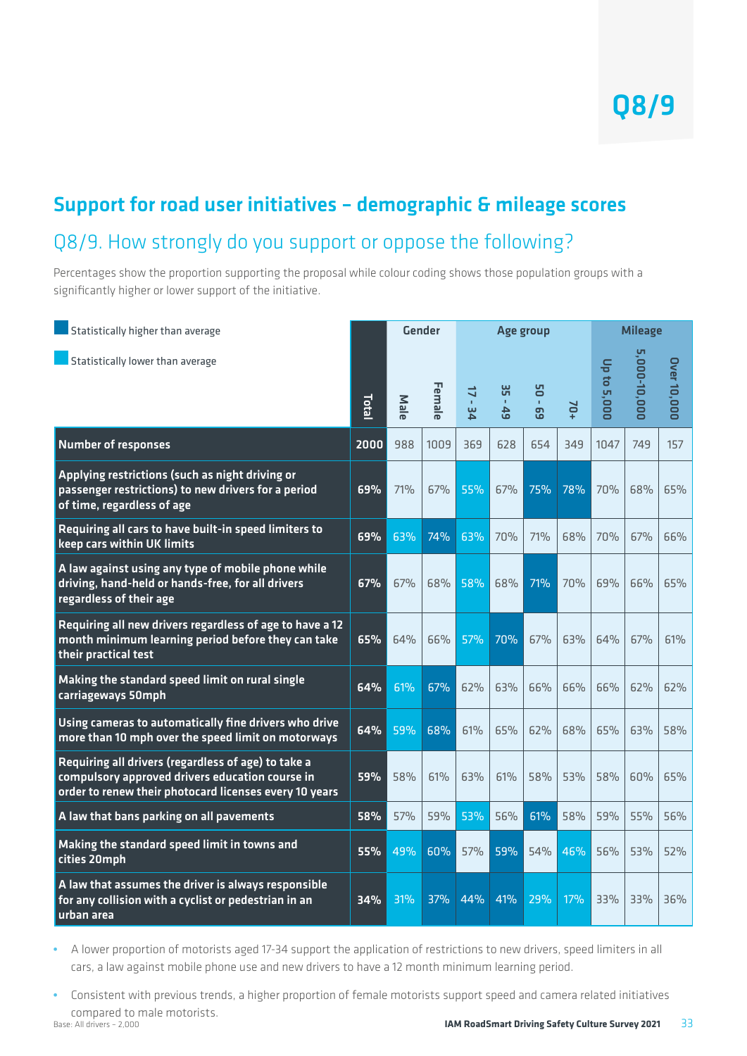Q8/9

## Support for road user initiatives – demographic & mileage scores

### Q8/9. How strongly do you support or oppose the following?

Percentages show the proportion supporting the proposal while colour coding shows those population groups with a significantly higher or lower support of the initiative.

Statistically higher than average

Statistically lower than average

| | Total | Gender | | Age group | | | | Mileage | | |
|---|---|---|---|---|---|---|---|---|---|---|
| | | Male | Female | 17 - 34 | 35 - 49 | 50 - 69 | 70+ | Up to 5,000 | 5,000-10,000 | Over 10,000 |
| **Number of responses** | 2000 | 988 | 1009 | 369 | 628 | 654 | 349 | 1047 | 749 | 157 |
| **Applying restrictions (such as night driving or passenger restrictions) to new drivers for a period of time, regardless of age** | 69% | 71% | 67% | 55% | 67% | 75% | 78% | 70% | 68% | 65% |
| **Requiring all cars to have built-in speed limiters to keep cars within UK limits** | 69% | 63% | 74% | 63% | 70% | 71% | 68% | 70% | 67% | 66% |
| **A law against using any type of mobile phone while driving, hand-held or hands-free, for all drivers regardless of their age** | 67% | 67% | 68% | 58% | 68% | 71% | 70% | 69% | 66% | 65% |
| **Requiring all new drivers regardless of age to have a 12 month minimum learning period before they can take their practical test** | 65% | 64% | 66% | 57% | 70% | 67% | 63% | 64% | 67% | 61% |
| **Making the standard speed limit on rural single carriageways 50mph** | 64% | 61% | 67% | 62% | 63% | 66% | 66% | 66% | 62% | 62% |
| **Using cameras to automatically fine drivers who drive more than 10 mph over the speed limit on motorways** | 64% | 59% | 68% | 61% | 65% | 62% | 68% | 65% | 63% | 58% |
| **Requiring all drivers (regardless of age) to take a compulsory approved drivers education course in order to renew their photocard licenses every 10 years** | 59% | 58% | 61% | 63% | 61% | 58% | 53% | 58% | 60% | 65% |
| **A law that bans parking on all pavements** | 58% | 57% | 59% | 53% | 56% | 61% | 58% | 59% | 55% | 56% |
| **Making the standard speed limit in towns and cities 20mph** | 55% | 49% | 60% | 57% | 59% | 54% | 46% | 56% | 53% | 52% |
| **A law that assumes the driver is always responsible for any collision with a cyclist or pedestrian in an urban area** | 34% | 31% | 37% | 44% | 41% | 29% | 17% | 33% | 33% | 36% |

- A lower proportion of motorists aged 17-34 support the application of restrictions to new drivers, speed limiters in all cars, a law against mobile phone use and new drivers to have a 12 month minimum learning period.
- Consistent with previous trends, a higher proportion of female motorists support speed and camera related initiatives compared to male motorists.

Base: All drivers – 2,000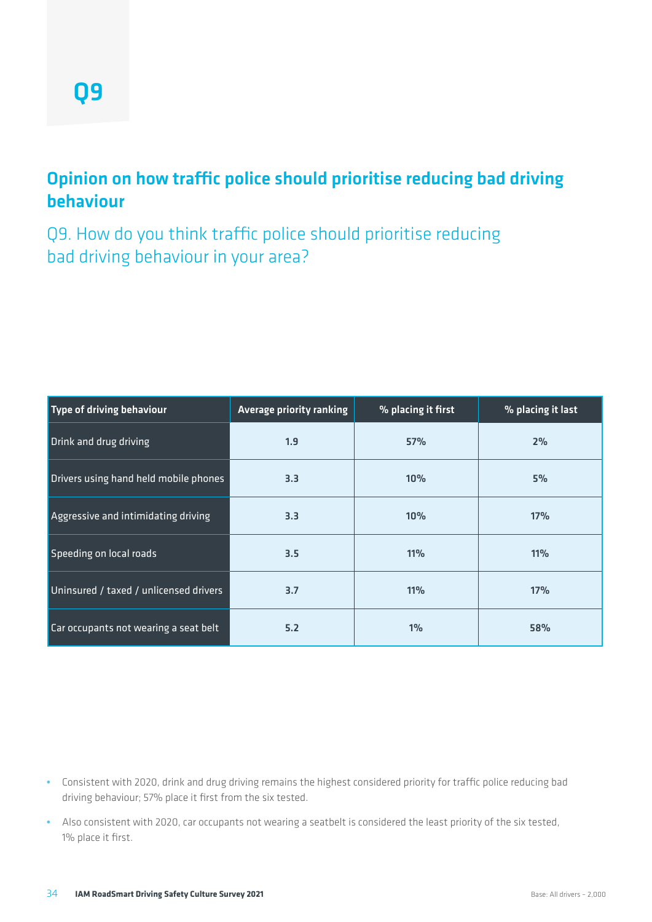# Q9

## Opinion on how traffic police should prioritise reducing bad driving behaviour

### Q9. How do you think traffic police should prioritise reducing bad driving behaviour in your area?

| Type of driving behaviour | Average priority ranking | % placing it first | % placing it last |
|---|---|---|---|
| Drink and drug driving | 1.9 | 57% | 2% |
| Drivers using hand held mobile phones | 3.3 | 10% | 5% |
| Aggressive and intimidating driving | 3.3 | 10% | 17% |
| Speeding on local roads | 3.5 | 11% | 11% |
| Uninsured / taxed / unlicensed drivers | 3.7 | 11% | 17% |
| Car occupants not wearing a seat belt | 5.2 | 1% | 58% |

- Consistent with 2020, drink and drug driving remains the highest considered priority for traffic police reducing bad driving behaviour; 57% place it first from the six tested.
- Also consistent with 2020, car occupants not wearing a seatbelt is considered the least priority of the six tested, 1% place it first.

Base: All drivers – 2,000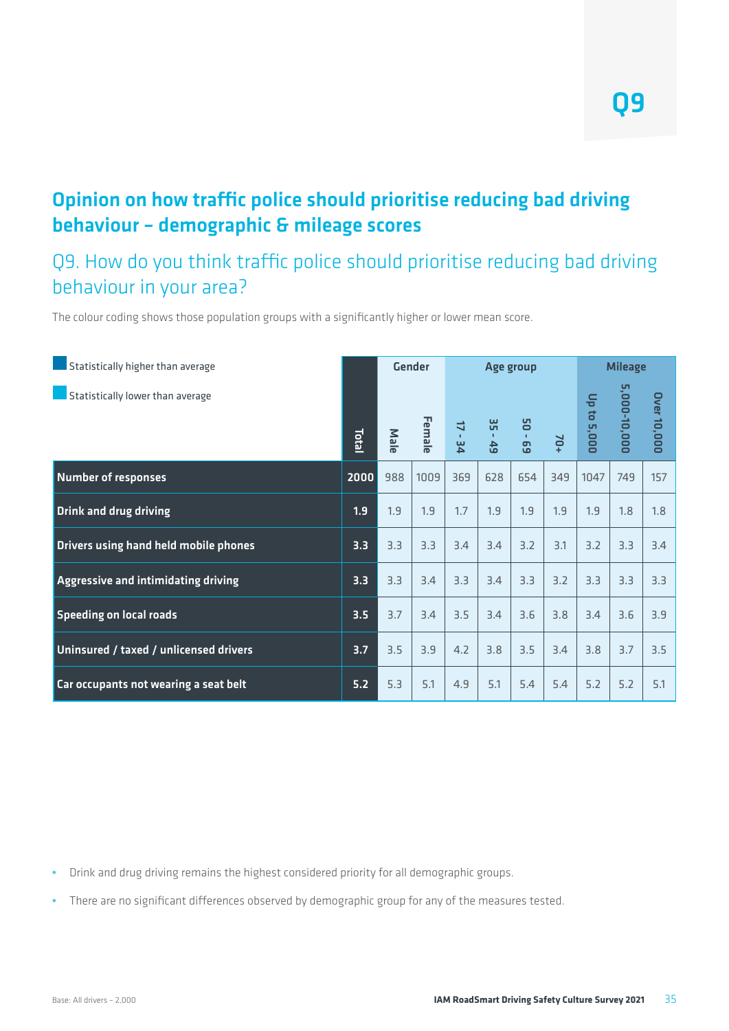Q9

## Opinion on how traffic police should prioritise reducing bad driving behaviour – demographic & mileage scores

### Q9. How do you think traffic police should prioritise reducing bad driving behaviour in your area?

The colour coding shows those population groups with a significantly higher or lower mean score.

Statistically higher than average

Statistically lower than average

| | | Gender | | Age group | | | | Mileage | | |
|---|---|---|---|---|---|---|---|---|---|---|
| | Total | Male | Female | 17 - 34 | 35 - 49 | 50 - 69 | 70+ | Up to 5,000 | 5,000-10,000 | Over 10,000 |
| **Number of responses** | **2000** | 988 | 1009 | 369 | 628 | 654 | 349 | 1047 | 749 | 157 |
| **Drink and drug driving** | **1.9** | 1.9 | 1.9 | 1.7 | 1.9 | 1.9 | 1.9 | 1.9 | 1.8 | 1.8 |
| **Drivers using hand held mobile phones** | **3.3** | 3.3 | 3.3 | 3.4 | 3.4 | 3.2 | 3.1 | 3.2 | 3.3 | 3.4 |
| **Aggressive and intimidating driving** | **3.3** | 3.3 | 3.4 | 3.3 | 3.4 | 3.3 | 3.2 | 3.3 | 3.3 | 3.3 |
| **Speeding on local roads** | **3.5** | 3.7 | 3.4 | 3.5 | 3.4 | 3.6 | 3.8 | 3.4 | 3.6 | 3.9 |
| **Uninsured / taxed / unlicensed drivers** | **3.7** | 3.5 | 3.9 | 4.2 | 3.8 | 3.5 | 3.4 | 3.8 | 3.7 | 3.5 |
| **Car occupants not wearing a seat belt** | **5.2** | 5.3 | 5.1 | 4.9 | 5.1 | 5.4 | 5.4 | 5.2 | 5.2 | 5.1 |

- Drink and drug driving remains the highest considered priority for all demographic groups.
- There are no significant differences observed by demographic group for any of the measures tested.

Base: All drivers – 2,000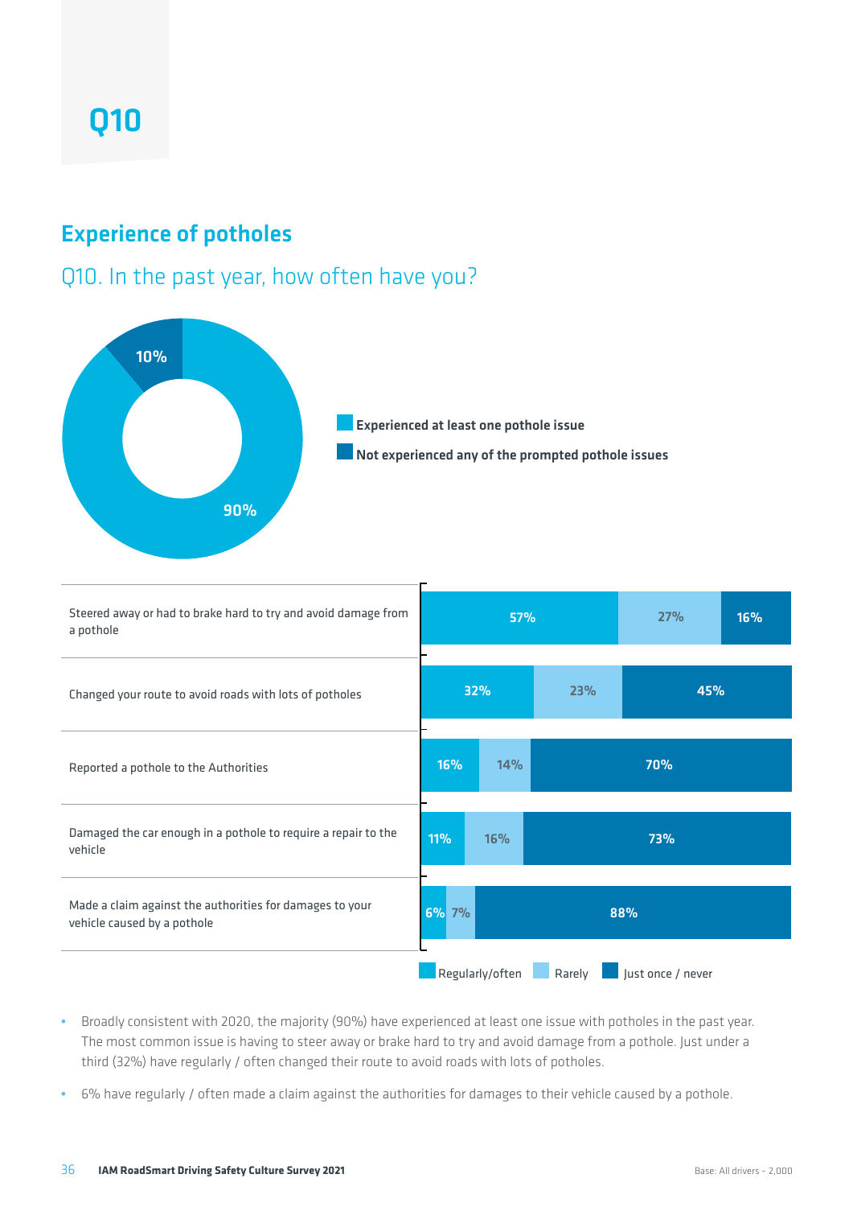# Q10

## Experience of potholes

### Q10. In the past year, how often have you?

| | Share |
|---|---|
| Experienced at least one pothole issue | 90% |
| Not experienced any of the prompted pothole issues | 10% |

| | Regularly/often | Rarely | Just once / never |
|---|---|---|---|
| Steered away or had to brake hard to try and avoid damage from a pothole | 57% | 27% | 16% |
| Changed your route to avoid roads with lots of potholes | 32% | 23% | 45% |
| Reported a pothole to the Authorities | 16% | 14% | 70% |
| Damaged the car enough in a pothole to require a repair to the vehicle | 11% | 16% | 73% |
| Made a claim against the authorities for damages to your vehicle caused by a pothole | 6% | 7% | 88% |

- Broadly consistent with 2020, the majority (90%) have experienced at least one issue with potholes in the past year. The most common issue is having to steer away or brake hard to try and avoid damage from a pothole. Just under a third (32%) have regularly / often changed their route to avoid roads with lots of potholes.
- 6% have regularly / often made a claim against the authorities for damages to their vehicle caused by a pothole.

Base: All drivers – 2,000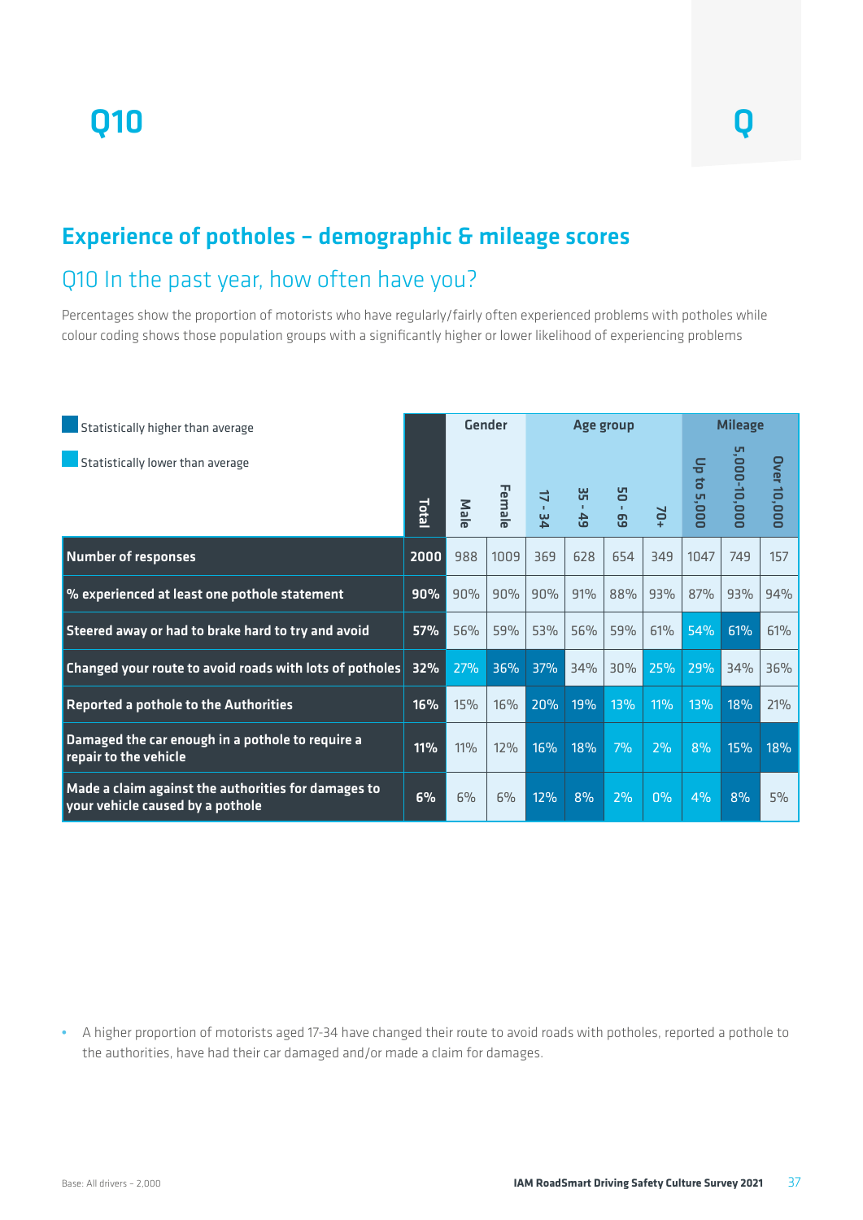# Q10

## Experience of potholes – demographic & mileage scores

### Q10 In the past year, how often have you?

Percentages show the proportion of motorists who have regularly/fairly often experienced problems with potholes while colour coding shows those population groups with a significantly higher or lower likelihood of experiencing problems

- Statistically higher than average
- Statistically lower than average

| | Total | Gender | | Age group | | | | Mileage | | |
|---|---|---|---|---|---|---|---|---|---|---|
| | | Male | Female | 17 - 34 | 35 - 49 | 50 - 69 | 70+ | Up to 5,000 | 5,000-10,000 | Over 10,000 |
| **Number of responses** | **2000** | 988 | 1009 | 369 | 628 | 654 | 349 | 1047 | 749 | 157 |
| **% experienced at least one pothole statement** | **90%** | 90% | 90% | 90% | 91% | 88% | 93% | 87% | 93% | 94% |
| **Steered away or had to brake hard to try and avoid** | **57%** | 56% | 59% | 53% | 56% | 59% | 61% | 54% | 61% | 61% |
| **Changed your route to avoid roads with lots of potholes** | **32%** | 27% | 36% | 37% | 34% | 30% | 25% | 29% | 34% | 36% |
| **Reported a pothole to the Authorities** | **16%** | 15% | 16% | 20% | 19% | 13% | 11% | 13% | 18% | 21% |
| **Damaged the car enough in a pothole to require a repair to the vehicle** | **11%** | 11% | 12% | 16% | 18% | 7% | 2% | 8% | 15% | 18% |
| **Made a claim against the authorities for damages to your vehicle caused by a pothole** | **6%** | 6% | 6% | 12% | 8% | 2% | 0% | 4% | 8% | 5% |

- A higher proportion of motorists aged 17-34 have changed their route to avoid roads with potholes, reported a pothole to the authorities, have had their car damaged and/or made a claim for damages.

Base: All drivers – 2,000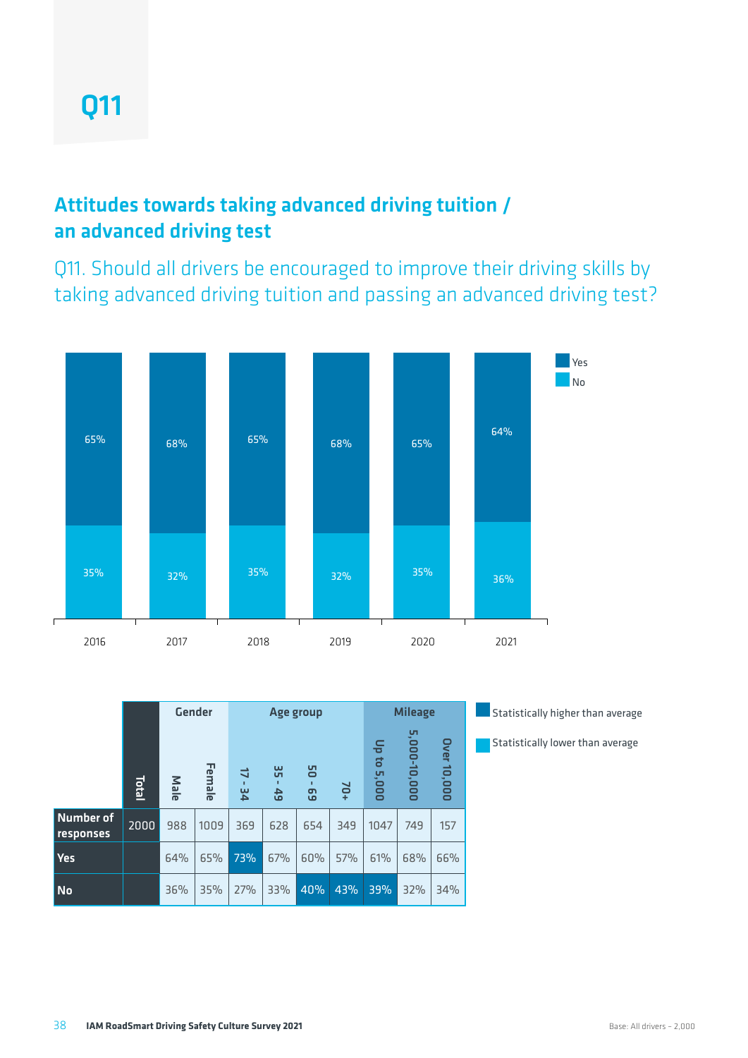# Q11

## Attitudes towards taking advanced driving tuition / an advanced driving test

Q11. Should all drivers be encouraged to improve their driving skills by taking advanced driving tuition and passing an advanced driving test?

| Year | Yes | No |
|---|---|---|
| 2016 | 65% | 35% |
| 2017 | 68% | 32% |
| 2018 | 65% | 35% |
| 2019 | 68% | 32% |
| 2020 | 65% | 35% |
| 2021 | 64% | 36% |

| | Total | Gender | | Age group | | | | Mileage | | |
|---|---|---|---|---|---|---|---|---|---|---|
| | | Male | Female | 17 - 34 | 35 - 49 | 50 - 69 | 70+ | Up to 5,000 | 5,000-10,000 | Over 10,000 |
| Number of responses | 2000 | 988 | 1009 | 369 | 628 | 654 | 349 | 1047 | 749 | 157 |
| Yes | | 64% | 65% | 73% | 67% | 60% | 57% | 61% | 68% | 66% |
| No | | 36% | 35% | 27% | 33% | 40% | 43% | 39% | 32% | 34% |

Statistically higher than average

Statistically lower than average

Base: All drivers – 2,000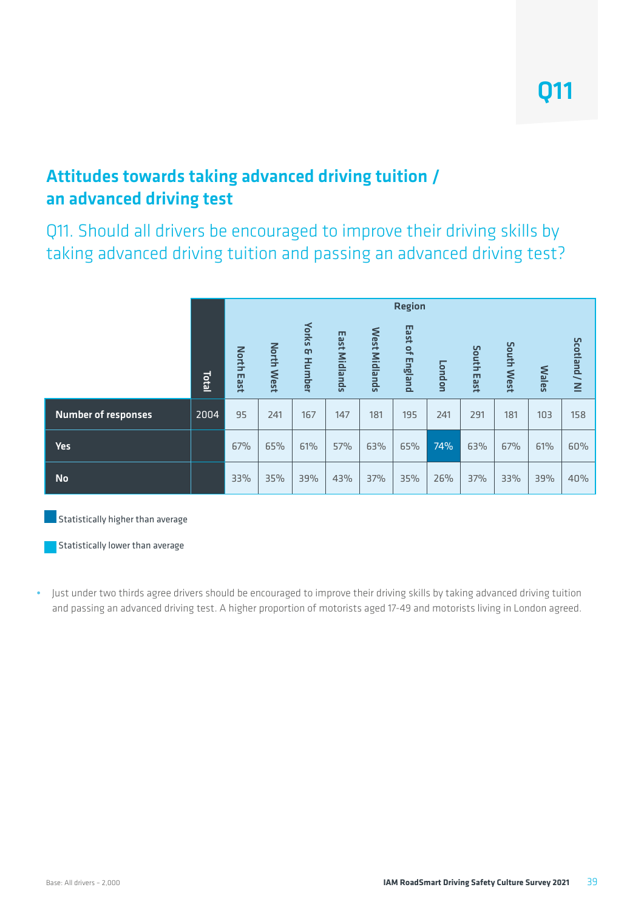Q11

## Attitudes towards taking advanced driving tuition / an advanced driving test

### Q11. Should all drivers be encouraged to improve their driving skills by taking advanced driving tuition and passing an advanced driving test?

| | Total | Region | | | | | | | | | | |
|---|---|---|---|---|---|---|---|---|---|---|---|---|
| | | North East | North West | Yorks & Humber | East Midlands | West Midlands | East of England | London | South East | South West | Wales | Scotland / NI |
| **Number of responses** | 2004 | 95 | 241 | 167 | 147 | 181 | 195 | 241 | 291 | 181 | 103 | 158 |
| **Yes** | | 67% | 65% | 61% | 57% | 63% | 65% | 74% | 63% | 67% | 61% | 60% |
| **No** | | 33% | 35% | 39% | 43% | 37% | 35% | 26% | 37% | 33% | 39% | 40% |

Statistically higher than average (London, Yes: 74%)

Statistically lower than average

- Just under two thirds agree drivers should be encouraged to improve their driving skills by taking advanced driving tuition and passing an advanced driving test. A higher proportion of motorists aged 17-49 and motorists living in London agreed.

Base: All drivers – 2,000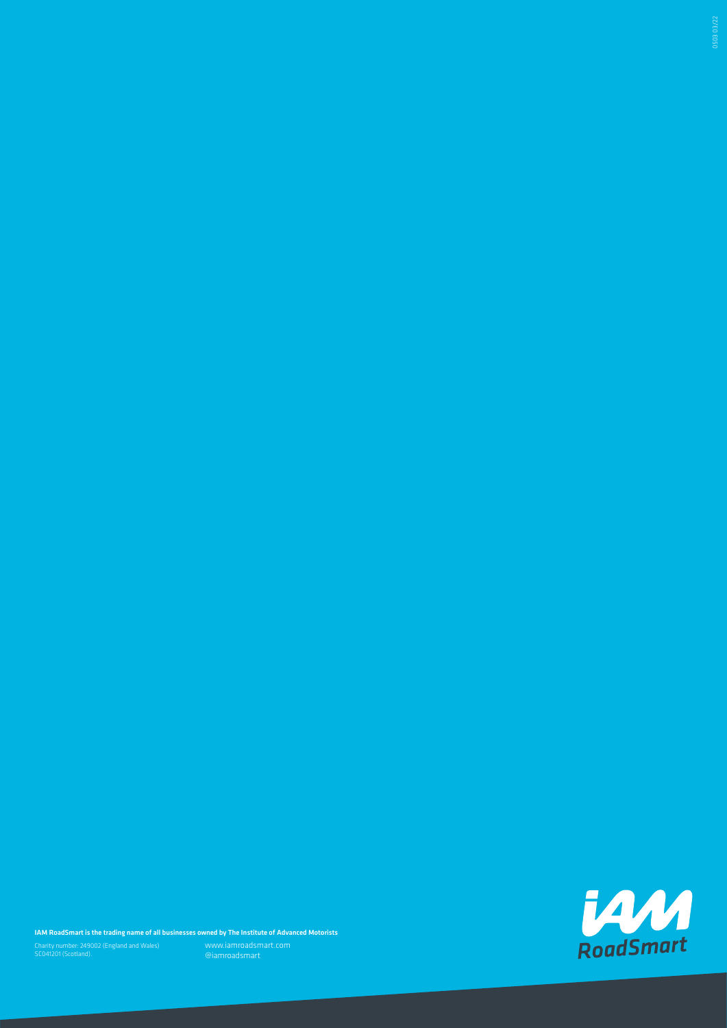**IAM RoadSmart is the trading name of all businesses owned by The Institute of Advanced Motorists**

Charity number: 249002 (England and Wales)
SC041201 (Scotland).

www.iamroadsmart.com
@iamroadsmart

IAM RoadSmart

0503 03/22